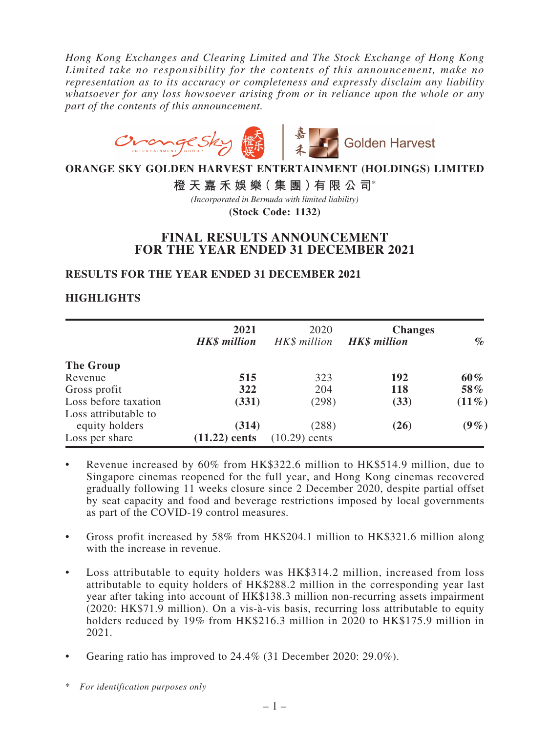*Hong Kong Exchanges and Clearing Limited and The Stock Exchange of Hong Kong Limited take no responsibility for the contents of this announcement, make no representation as to its accuracy or completeness and expressly disclaim any liability whatsoever for any loss howsoever arising from or in reliance upon the whole or any part of the contents of this announcement.*

**ORANGE SKY GOLDEN HARVEST ENTERTAINMENT (HOLDINGS) LIMITED**

**橙天嘉禾娛樂(集團)有限公司***

*(Incorporated in Bermuda with limited liability)*

**(Stock Code: 1132)**

# FINAL RESULTS ANNOUNCEMENT FOR THE YEAR ENDED 31 DECEMBER 2021

## RESULTS FOR THE YEAR ENDED 31 DECEMBER 2021

## HIGHLIGHTS

| | **2021** | 2020 | **Changes** | |
|---|---|---|---|---|
| | ***HK$ million*** | *HK$ million* | ***HK$ million*** | *%* |
| **The Group** | | | | |
| Revenue | **515** | 323 | **192** | **60%** |
| Gross profit | **322** | 204 | **118** | **58%** |
| Loss before taxation | **(331)** | (298) | **(33)** | **(11%)** |
| Loss attributable to equity holders | **(314)** | (288) | **(26)** | **(9%)** |
| Loss per share | **(11.22) cents** | (10.29) cents | | |

- Revenue increased by 60% from HK$322.6 million to HK$514.9 million, due to Singapore cinemas reopened for the full year, and Hong Kong cinemas recovered gradually following 11 weeks closure since 2 December 2020, despite partial offset by seat capacity and food and beverage restrictions imposed by local governments as part of the COVID-19 control measures.

- Gross profit increased by 58% from HK$204.1 million to HK$321.6 million along with the increase in revenue.

- Loss attributable to equity holders was HK$314.2 million, increased from loss attributable to equity holders of HK$288.2 million in the corresponding year last year after taking into account of HK$138.3 million non-recurring assets impairment (2020: HK$71.9 million). On a vis-à-vis basis, recurring loss attributable to equity holders reduced by 19% from HK$216.3 million in 2020 to HK$175.9 million in 2021.

- Gearing ratio has improved to 24.4% (31 December 2020: 29.0%).

\* *For identification purposes only*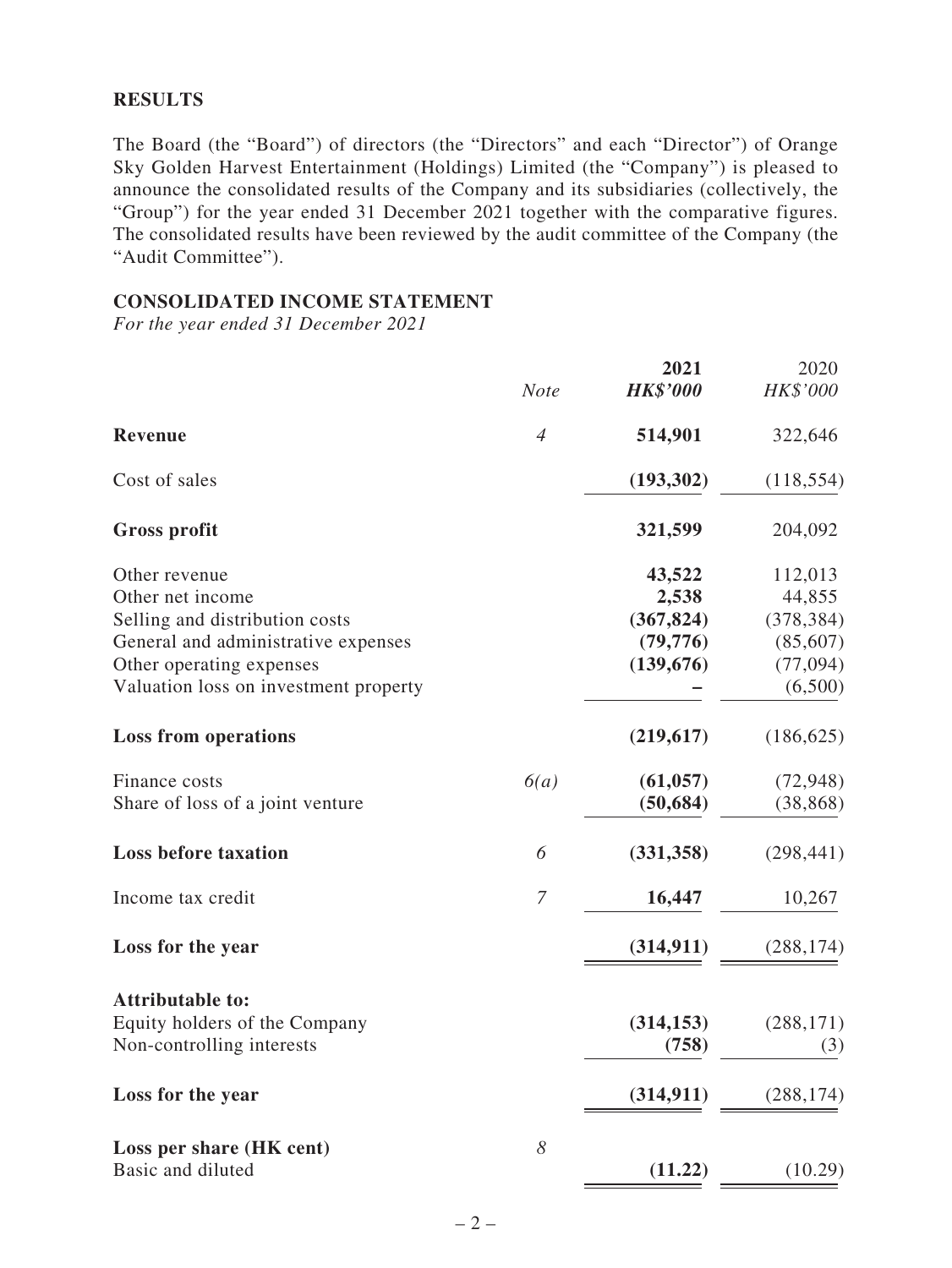## RESULTS

The Board (the "Board") of directors (the "Directors" and each "Director") of Orange Sky Golden Harvest Entertainment (Holdings) Limited (the "Company") is pleased to announce the consolidated results of the Company and its subsidiaries (collectively, the "Group") for the year ended 31 December 2021 together with the comparative figures. The consolidated results have been reviewed by the audit committee of the Company (the "Audit Committee").

## CONSOLIDATED INCOME STATEMENT

*For the year ended 31 December 2021*

| | *Note* | **2021** <br> ***HK$'000*** | 2020 <br> *HK$'000* |
|---|---|---|---|
| **Revenue** | *4* | **514,901** | 322,646 |
| Cost of sales | | **(193,302)** | (118,554) |
| **Gross profit** | | **321,599** | 204,092 |
| Other revenue | | **43,522** | 112,013 |
| Other net income | | **2,538** | 44,855 |
| Selling and distribution costs | | **(367,824)** | (378,384) |
| General and administrative expenses | | **(79,776)** | (85,607) |
| Other operating expenses | | **(139,676)** | (77,094) |
| Valuation loss on investment property | | **–** | (6,500) |
| **Loss from operations** | | **(219,617)** | (186,625) |
| Finance costs | *6(a)* | **(61,057)** | (72,948) |
| Share of loss of a joint venture | | **(50,684)** | (38,868) |
| **Loss before taxation** | *6* | **(331,358)** | (298,441) |
| Income tax credit | *7* | **16,447** | 10,267 |
| **Loss for the year** | | **(314,911)** | (288,174) |
| **Attributable to:** | | | |
| Equity holders of the Company | | **(314,153)** | (288,171) |
| Non-controlling interests | | **(758)** | (3) |
| **Loss for the year** | | **(314,911)** | (288,174) |
| **Loss per share (HK cent)** | *8* | | |
| Basic and diluted | | **(11.22)** | (10.29) |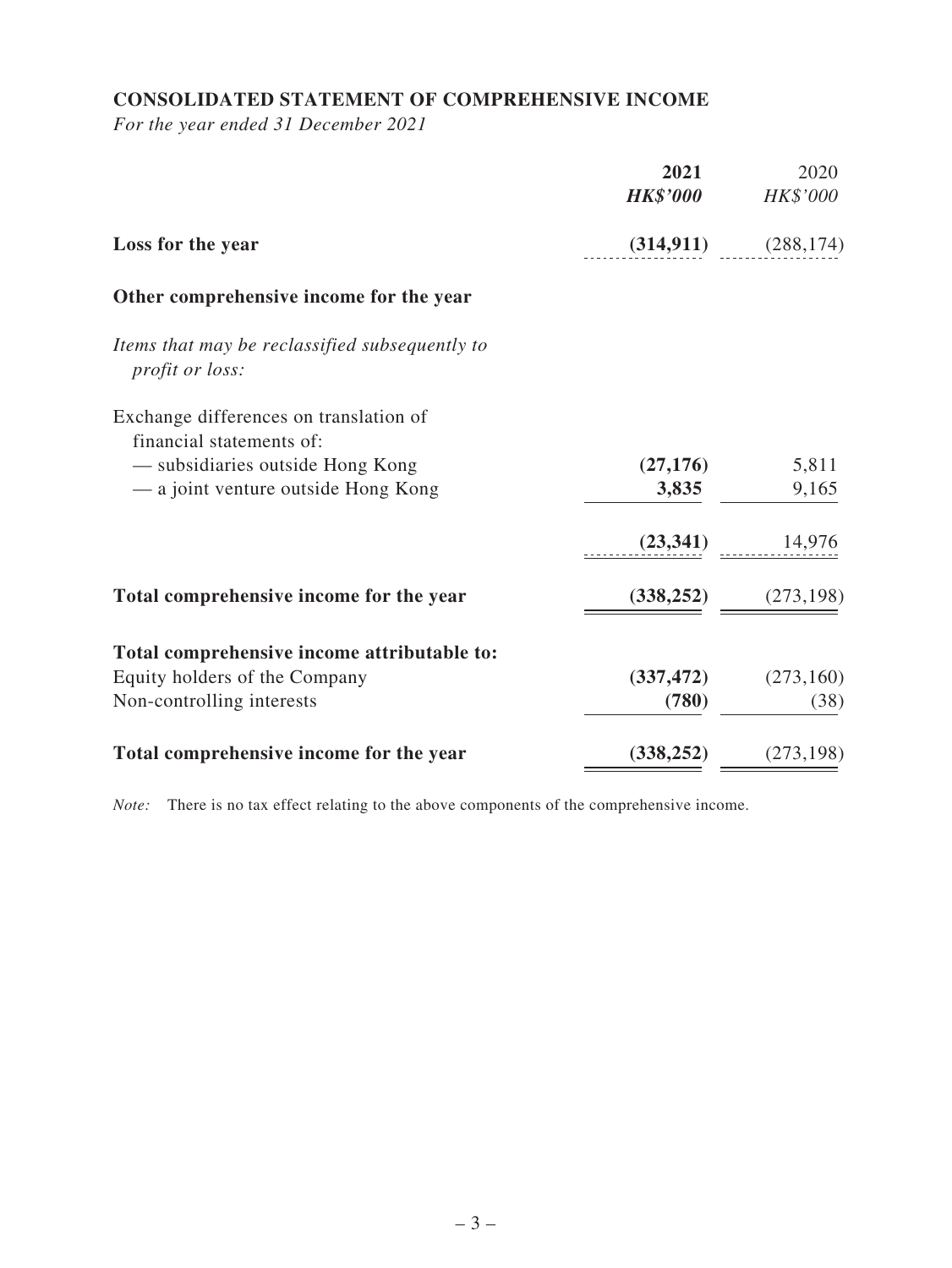## CONSOLIDATED STATEMENT OF COMPREHENSIVE INCOME

*For the year ended 31 December 2021*

| | **2021** | 2020 |
|---|---|---|
| | ***HK$'000*** | *HK$'000* |
| **Loss for the year** | **(314,911)** | (288,174) |
| **Other comprehensive income for the year** | | |
| *Items that may be reclassified subsequently to profit or loss:* | | |
| Exchange differences on translation of financial statements of: | | |
| — subsidiaries outside Hong Kong | **(27,176)** | 5,811 |
| — a joint venture outside Hong Kong | **3,835** | 9,165 |
| | **(23,341)** | 14,976 |
| **Total comprehensive income for the year** | **(338,252)** | (273,198) |
| **Total comprehensive income attributable to:** | | |
| Equity holders of the Company | **(337,472)** | (273,160) |
| Non-controlling interests | **(780)** | (38) |
| **Total comprehensive income for the year** | **(338,252)** | (273,198) |

*Note:* There is no tax effect relating to the above components of the comprehensive income.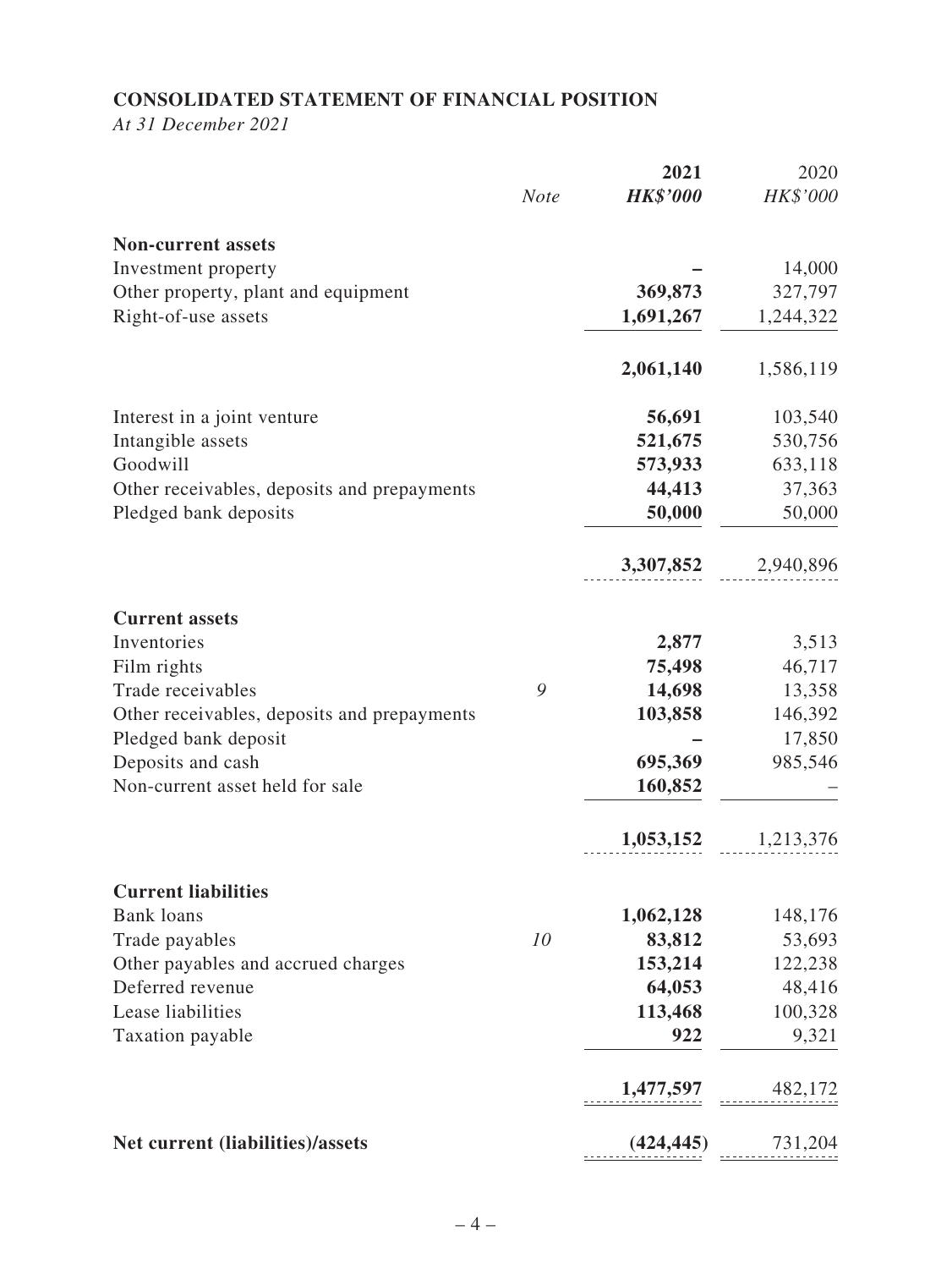**CONSOLIDATED STATEMENT OF FINANCIAL POSITION**

*At 31 December 2021*

| | *Note* | **2021** | 2020 |
|---|---|---|---|
| | | ***HK$'000*** | *HK$'000* |
| **Non-current assets** | | | |
| Investment property | | **–** | 14,000 |
| Other property, plant and equipment | | **369,873** | 327,797 |
| Right-of-use assets | | **1,691,267** | 1,244,322 |
| | | **2,061,140** | 1,586,119 |
| Interest in a joint venture | | **56,691** | 103,540 |
| Intangible assets | | **521,675** | 530,756 |
| Goodwill | | **573,933** | 633,118 |
| Other receivables, deposits and prepayments | | **44,413** | 37,363 |
| Pledged bank deposits | | **50,000** | 50,000 |
| | | **3,307,852** | 2,940,896 |
| **Current assets** | | | |
| Inventories | | **2,877** | 3,513 |
| Film rights | | **75,498** | 46,717 |
| Trade receivables | 9 | **14,698** | 13,358 |
| Other receivables, deposits and prepayments | | **103,858** | 146,392 |
| Pledged bank deposit | | **–** | 17,850 |
| Deposits and cash | | **695,369** | 985,546 |
| Non-current asset held for sale | | **160,852** | – |
| | | **1,053,152** | 1,213,376 |
| **Current liabilities** | | | |
| Bank loans | | **1,062,128** | 148,176 |
| Trade payables | 10 | **83,812** | 53,693 |
| Other payables and accrued charges | | **153,214** | 122,238 |
| Deferred revenue | | **64,053** | 48,416 |
| Lease liabilities | | **113,468** | 100,328 |
| Taxation payable | | **922** | 9,321 |
| | | **1,477,597** | 482,172 |
| **Net current (liabilities)/assets** | | **(424,445)** | 731,204 |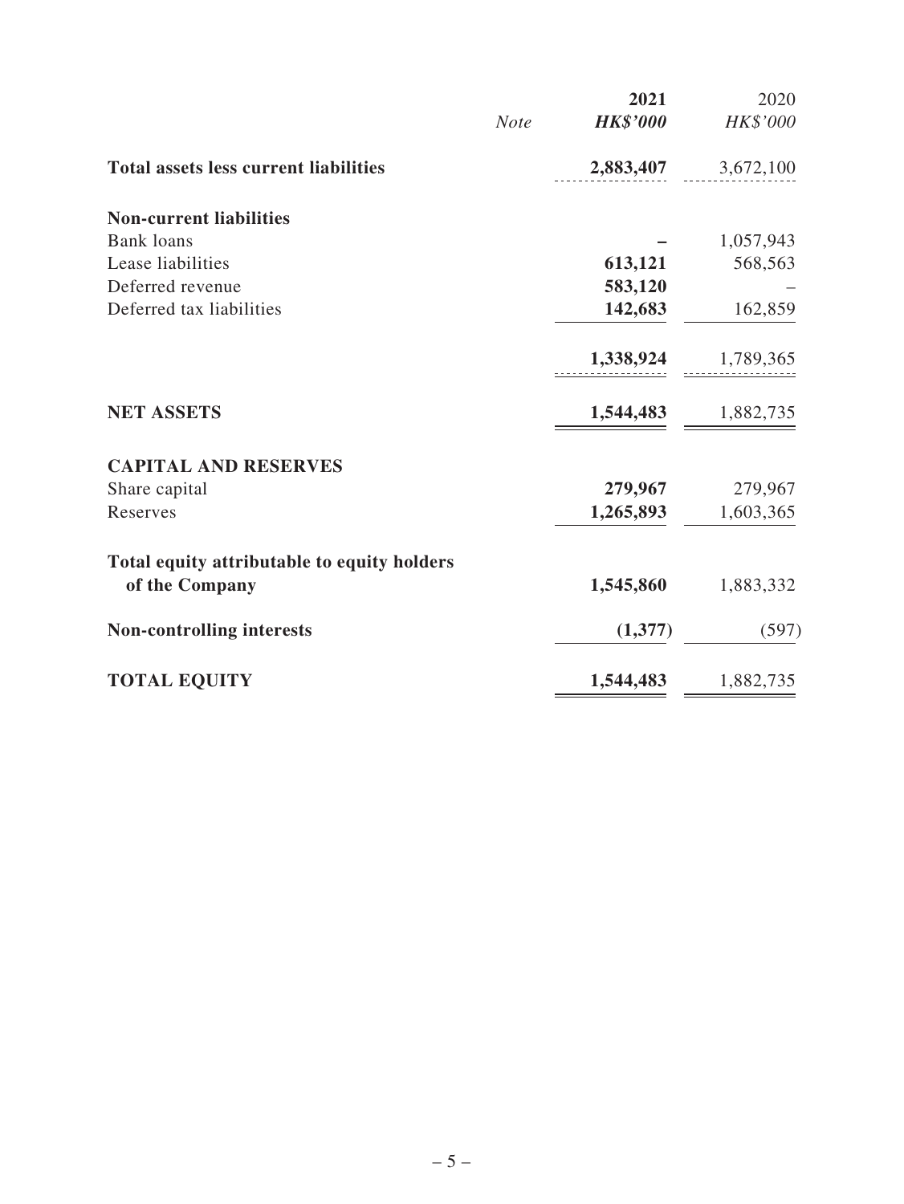| | Note | 2021 HK$'000 | 2020 HK$'000 |
|---|---|---|---|
| **Total assets less current liabilities** | | **2,883,407** | 3,672,100 |
| **Non-current liabilities** | | | |
| Bank loans | | **–** | 1,057,943 |
| Lease liabilities | | **613,121** | 568,563 |
| Deferred revenue | | **583,120** | – |
| Deferred tax liabilities | | **142,683** | 162,859 |
| | | **1,338,924** | 1,789,365 |
| **NET ASSETS** | | **1,544,483** | 1,882,735 |
| **CAPITAL AND RESERVES** | | | |
| Share capital | | **279,967** | 279,967 |
| Reserves | | **1,265,893** | 1,603,365 |
| **Total equity attributable to equity holders of the Company** | | **1,545,860** | 1,883,332 |
| **Non-controlling interests** | | **(1,377)** | (597) |
| **TOTAL EQUITY** | | **1,544,483** | 1,882,735 |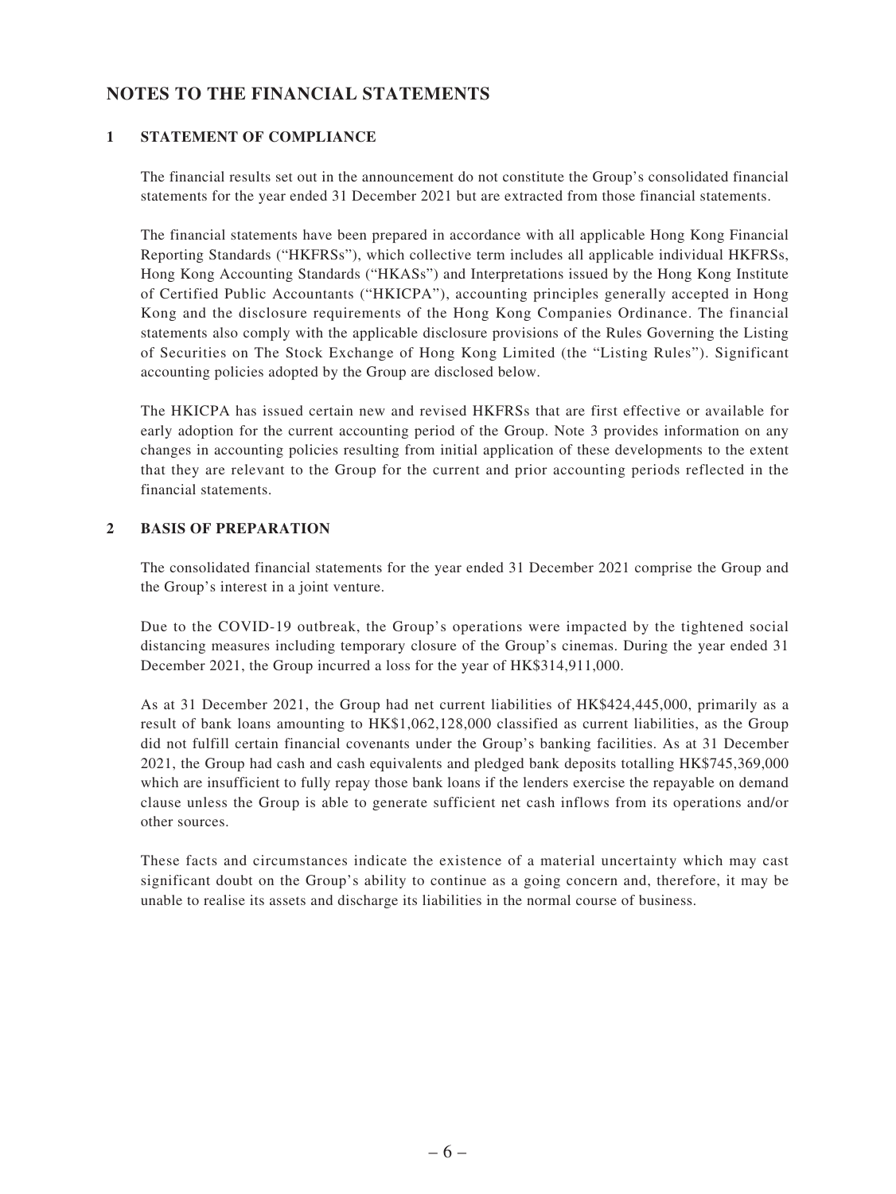## NOTES TO THE FINANCIAL STATEMENTS

### 1 STATEMENT OF COMPLIANCE

The financial results set out in the announcement do not constitute the Group's consolidated financial statements for the year ended 31 December 2021 but are extracted from those financial statements.

The financial statements have been prepared in accordance with all applicable Hong Kong Financial Reporting Standards ("HKFRSs"), which collective term includes all applicable individual HKFRSs, Hong Kong Accounting Standards ("HKASs") and Interpretations issued by the Hong Kong Institute of Certified Public Accountants ("HKICPA"), accounting principles generally accepted in Hong Kong and the disclosure requirements of the Hong Kong Companies Ordinance. The financial statements also comply with the applicable disclosure provisions of the Rules Governing the Listing of Securities on The Stock Exchange of Hong Kong Limited (the "Listing Rules"). Significant accounting policies adopted by the Group are disclosed below.

The HKICPA has issued certain new and revised HKFRSs that are first effective or available for early adoption for the current accounting period of the Group. Note 3 provides information on any changes in accounting policies resulting from initial application of these developments to the extent that they are relevant to the Group for the current and prior accounting periods reflected in the financial statements.

### 2 BASIS OF PREPARATION

The consolidated financial statements for the year ended 31 December 2021 comprise the Group and the Group's interest in a joint venture.

Due to the COVID-19 outbreak, the Group's operations were impacted by the tightened social distancing measures including temporary closure of the Group's cinemas. During the year ended 31 December 2021, the Group incurred a loss for the year of HK$314,911,000.

As at 31 December 2021, the Group had net current liabilities of HK$424,445,000, primarily as a result of bank loans amounting to HK$1,062,128,000 classified as current liabilities, as the Group did not fulfill certain financial covenants under the Group's banking facilities. As at 31 December 2021, the Group had cash and cash equivalents and pledged bank deposits totalling HK$745,369,000 which are insufficient to fully repay those bank loans if the lenders exercise the repayable on demand clause unless the Group is able to generate sufficient net cash inflows from its operations and/or other sources.

These facts and circumstances indicate the existence of a material uncertainty which may cast significant doubt on the Group's ability to continue as a going concern and, therefore, it may be unable to realise its assets and discharge its liabilities in the normal course of business.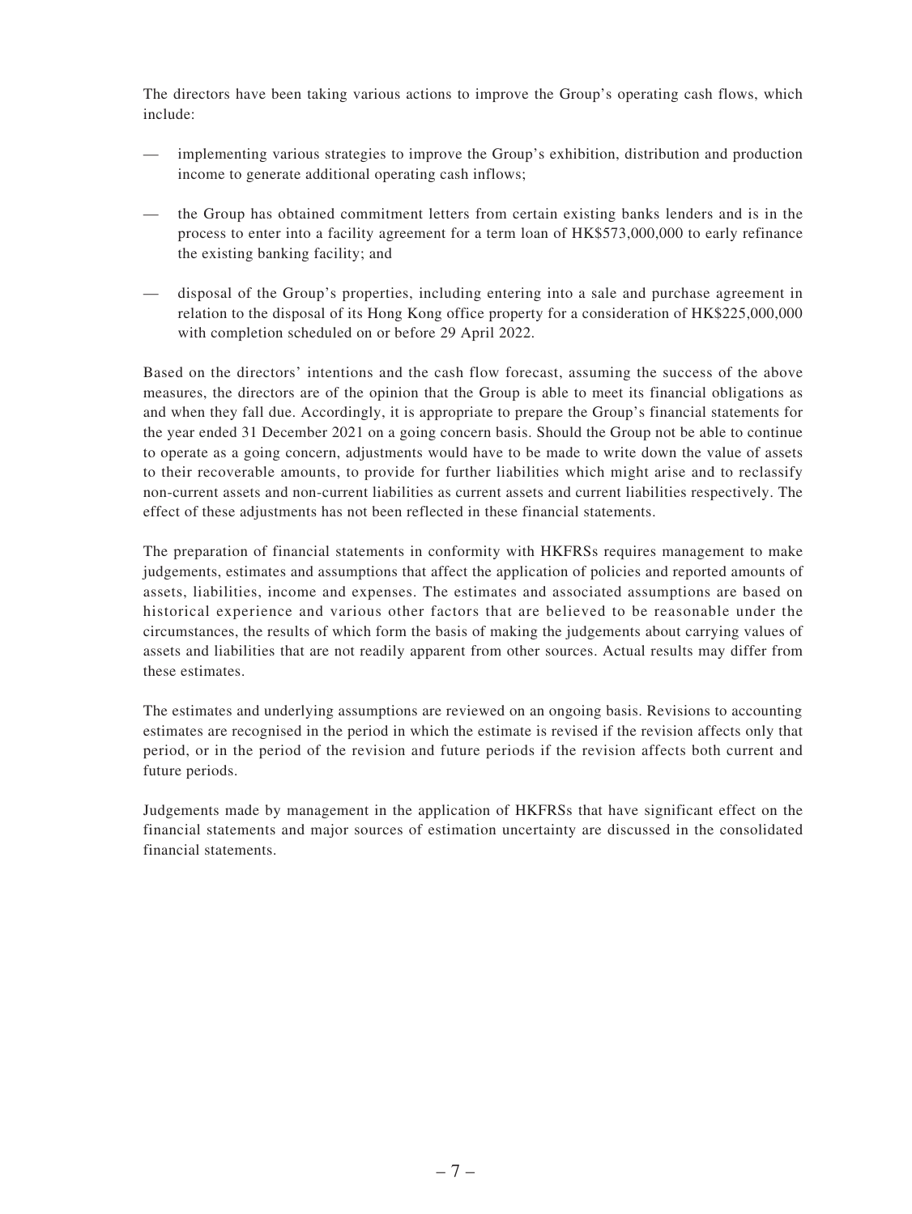The directors have been taking various actions to improve the Group's operating cash flows, which include:

- implementing various strategies to improve the Group's exhibition, distribution and production income to generate additional operating cash inflows;
- the Group has obtained commitment letters from certain existing banks lenders and is in the process to enter into a facility agreement for a term loan of HK$573,000,000 to early refinance the existing banking facility; and
- disposal of the Group's properties, including entering into a sale and purchase agreement in relation to the disposal of its Hong Kong office property for a consideration of HK$225,000,000 with completion scheduled on or before 29 April 2022.

Based on the directors' intentions and the cash flow forecast, assuming the success of the above measures, the directors are of the opinion that the Group is able to meet its financial obligations as and when they fall due. Accordingly, it is appropriate to prepare the Group's financial statements for the year ended 31 December 2021 on a going concern basis. Should the Group not be able to continue to operate as a going concern, adjustments would have to be made to write down the value of assets to their recoverable amounts, to provide for further liabilities which might arise and to reclassify non-current assets and non-current liabilities as current assets and current liabilities respectively. The effect of these adjustments has not been reflected in these financial statements.

The preparation of financial statements in conformity with HKFRSs requires management to make judgements, estimates and assumptions that affect the application of policies and reported amounts of assets, liabilities, income and expenses. The estimates and associated assumptions are based on historical experience and various other factors that are believed to be reasonable under the circumstances, the results of which form the basis of making the judgements about carrying values of assets and liabilities that are not readily apparent from other sources. Actual results may differ from these estimates.

The estimates and underlying assumptions are reviewed on an ongoing basis. Revisions to accounting estimates are recognised in the period in which the estimate is revised if the revision affects only that period, or in the period of the revision and future periods if the revision affects both current and future periods.

Judgements made by management in the application of HKFRSs that have significant effect on the financial statements and major sources of estimation uncertainty are discussed in the consolidated financial statements.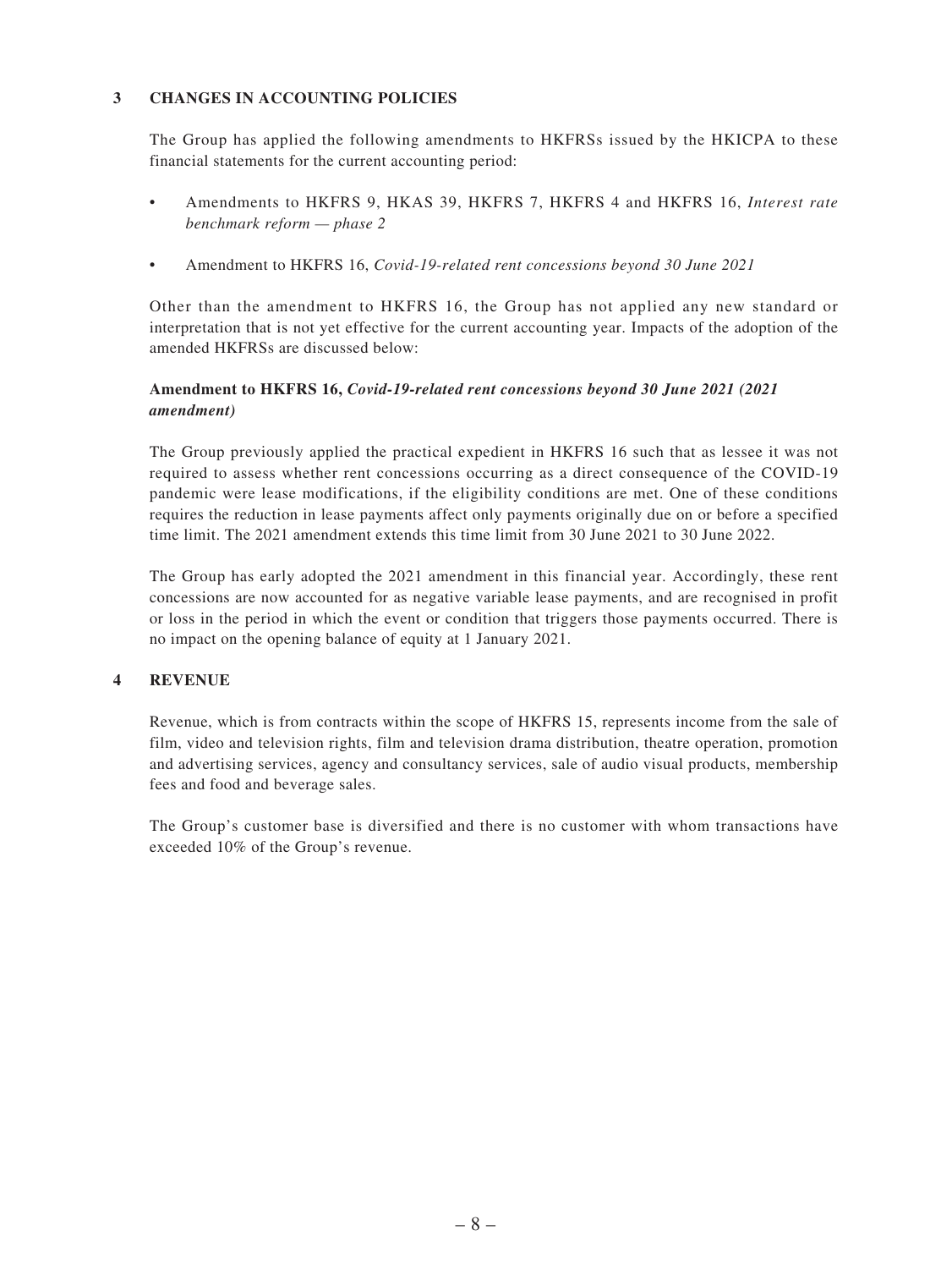## 3 CHANGES IN ACCOUNTING POLICIES

The Group has applied the following amendments to HKFRSs issued by the HKICPA to these financial statements for the current accounting period:

- Amendments to HKFRS 9, HKAS 39, HKFRS 7, HKFRS 4 and HKFRS 16, *Interest rate benchmark reform — phase 2*
- Amendment to HKFRS 16, *Covid-19-related rent concessions beyond 30 June 2021*

Other than the amendment to HKFRS 16, the Group has not applied any new standard or interpretation that is not yet effective for the current accounting year. Impacts of the adoption of the amended HKFRSs are discussed below:

### Amendment to HKFRS 16, *Covid-19-related rent concessions beyond 30 June 2021 (2021 amendment)*

The Group previously applied the practical expedient in HKFRS 16 such that as lessee it was not required to assess whether rent concessions occurring as a direct consequence of the COVID-19 pandemic were lease modifications, if the eligibility conditions are met. One of these conditions requires the reduction in lease payments affect only payments originally due on or before a specified time limit. The 2021 amendment extends this time limit from 30 June 2021 to 30 June 2022.

The Group has early adopted the 2021 amendment in this financial year. Accordingly, these rent concessions are now accounted for as negative variable lease payments, and are recognised in profit or loss in the period in which the event or condition that triggers those payments occurred. There is no impact on the opening balance of equity at 1 January 2021.

## 4 REVENUE

Revenue, which is from contracts within the scope of HKFRS 15, represents income from the sale of film, video and television rights, film and television drama distribution, theatre operation, promotion and advertising services, agency and consultancy services, sale of audio visual products, membership fees and food and beverage sales.

The Group's customer base is diversified and there is no customer with whom transactions have exceeded 10% of the Group's revenue.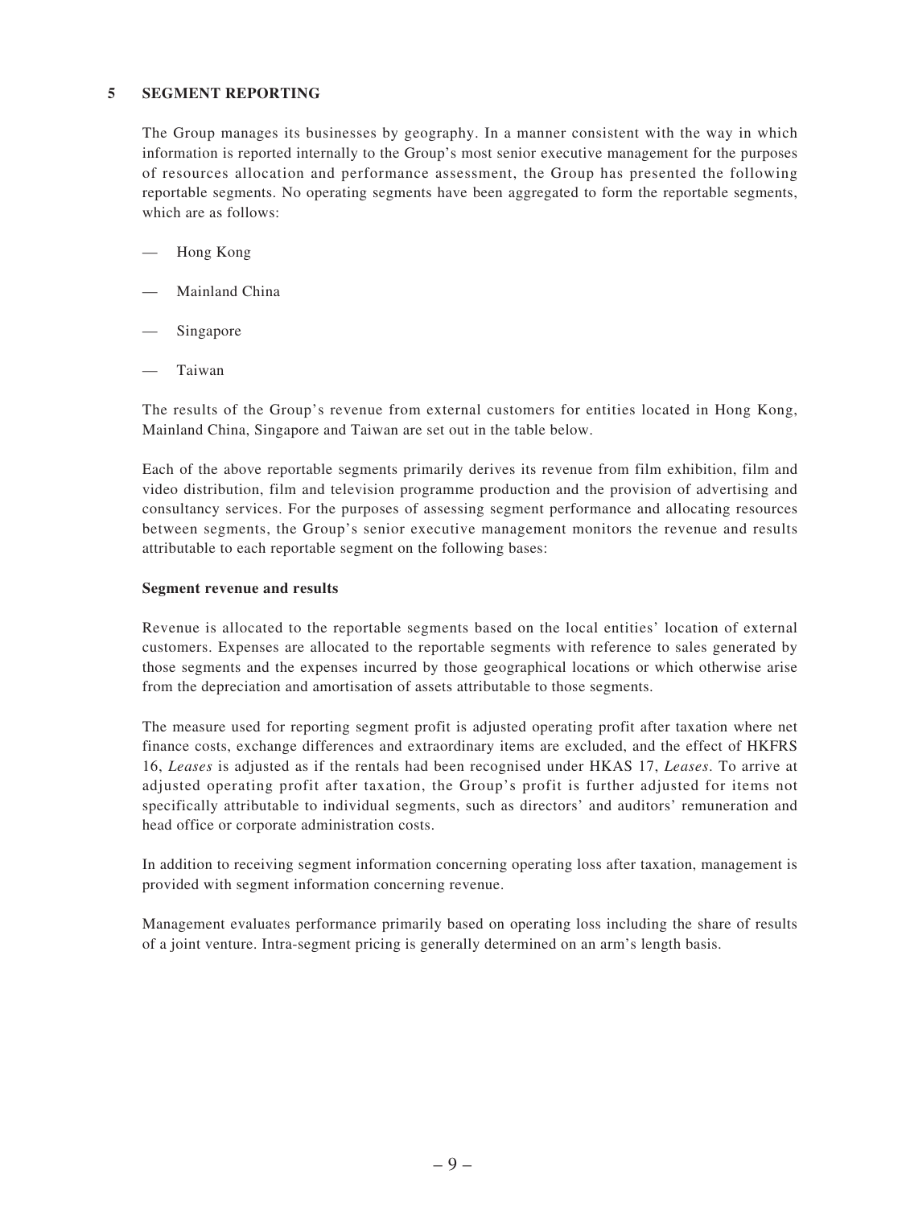## 5 SEGMENT REPORTING

The Group manages its businesses by geography. In a manner consistent with the way in which information is reported internally to the Group's most senior executive management for the purposes of resources allocation and performance assessment, the Group has presented the following reportable segments. No operating segments have been aggregated to form the reportable segments, which are as follows:

- Hong Kong
- Mainland China
- Singapore
- Taiwan

The results of the Group's revenue from external customers for entities located in Hong Kong, Mainland China, Singapore and Taiwan are set out in the table below.

Each of the above reportable segments primarily derives its revenue from film exhibition, film and video distribution, film and television programme production and the provision of advertising and consultancy services. For the purposes of assessing segment performance and allocating resources between segments, the Group's senior executive management monitors the revenue and results attributable to each reportable segment on the following bases:

### Segment revenue and results

Revenue is allocated to the reportable segments based on the local entities' location of external customers. Expenses are allocated to the reportable segments with reference to sales generated by those segments and the expenses incurred by those geographical locations or which otherwise arise from the depreciation and amortisation of assets attributable to those segments.

The measure used for reporting segment profit is adjusted operating profit after taxation where net finance costs, exchange differences and extraordinary items are excluded, and the effect of HKFRS 16, *Leases* is adjusted as if the rentals had been recognised under HKAS 17, *Leases*. To arrive at adjusted operating profit after taxation, the Group's profit is further adjusted for items not specifically attributable to individual segments, such as directors' and auditors' remuneration and head office or corporate administration costs.

In addition to receiving segment information concerning operating loss after taxation, management is provided with segment information concerning revenue.

Management evaluates performance primarily based on operating loss including the share of results of a joint venture. Intra-segment pricing is generally determined on an arm's length basis.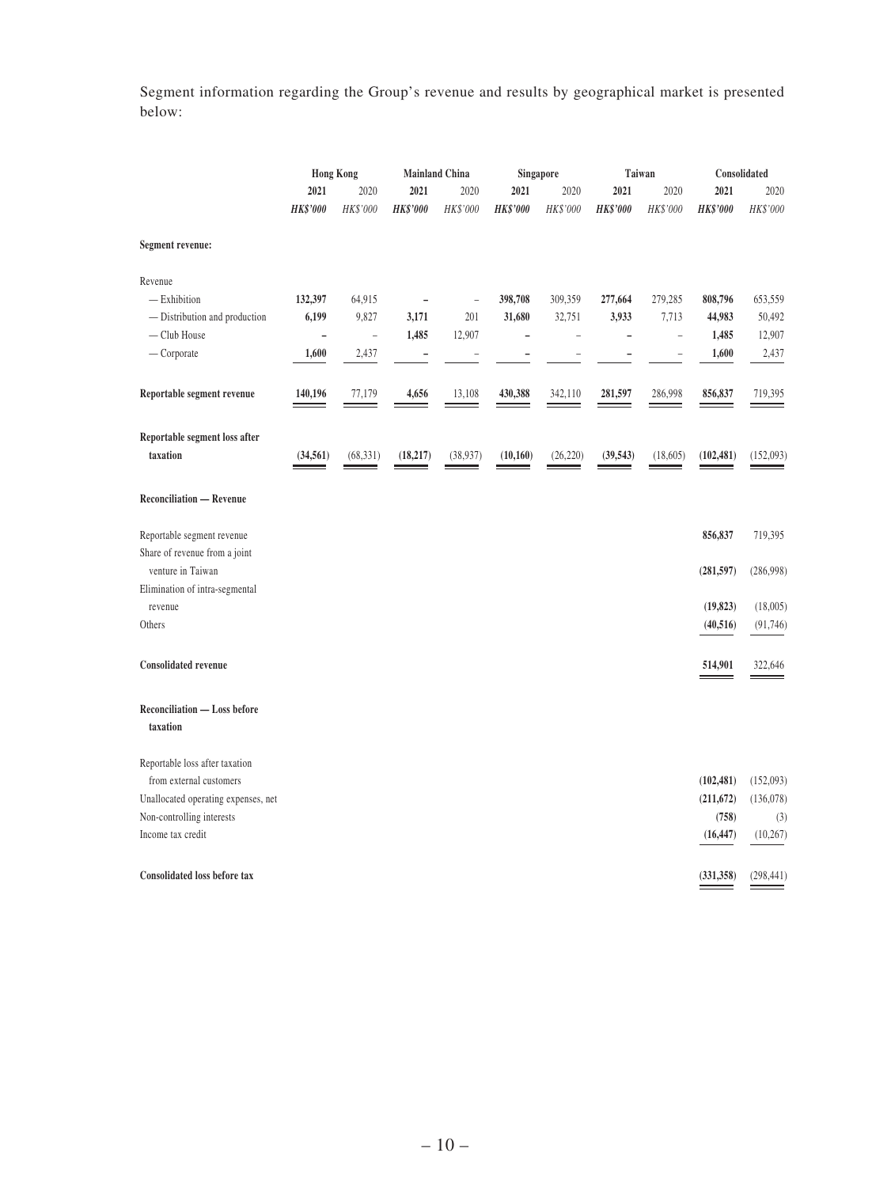Segment information regarding the Group's revenue and results by geographical market is presented below:

| | Hong Kong | | Mainland China | | Singapore | | Taiwan | | Consolidated | |
|---|---|---|---|---|---|---|---|---|---|---|
| | **2021** | 2020 | **2021** | 2020 | **2021** | 2020 | **2021** | 2020 | **2021** | 2020 |
| | ***HK$'000*** | *HK$'000* | ***HK$'000*** | *HK$'000* | ***HK$'000*** | *HK$'000* | ***HK$'000*** | *HK$'000* | ***HK$'000*** | *HK$'000* |
| **Segment revenue:** | | | | | | | | | | |
| Revenue | | | | | | | | | | |
| — Exhibition | **132,397** | 64,915 | **–** | – | **398,708** | 309,359 | **277,664** | 279,285 | **808,796** | 653,559 |
| — Distribution and production | **6,199** | 9,827 | **3,171** | 201 | **31,680** | 32,751 | **3,933** | 7,713 | **44,983** | 50,492 |
| — Club House | **–** | – | **1,485** | 12,907 | **–** | – | **–** | – | **1,485** | 12,907 |
| — Corporate | **1,600** | 2,437 | **–** | – | **–** | – | **–** | – | **1,600** | 2,437 |
| **Reportable segment revenue** | **140,196** | 77,179 | **4,656** | 13,108 | **430,388** | 342,110 | **281,597** | 286,998 | **856,837** | 719,395 |
| **Reportable segment loss after taxation** | **(34,561)** | (68,331) | **(18,217)** | (38,937) | **(10,160)** | (26,220) | **(39,543)** | (18,605) | **(102,481)** | (152,093) |
| **Reconciliation — Revenue** | | | | | | | | | | |
| Reportable segment revenue | | | | | | | | | **856,837** | 719,395 |
| Share of revenue from a joint venture in Taiwan | | | | | | | | | **(281,597)** | (286,998) |
| Elimination of intra-segmental revenue | | | | | | | | | **(19,823)** | (18,005) |
| Others | | | | | | | | | **(40,516)** | (91,746) |
| **Consolidated revenue** | | | | | | | | | **514,901** | 322,646 |
| **Reconciliation — Loss before taxation** | | | | | | | | | | |
| Reportable loss after taxation from external customers | | | | | | | | | **(102,481)** | (152,093) |
| Unallocated operating expenses, net | | | | | | | | | **(211,672)** | (136,078) |
| Non-controlling interests | | | | | | | | | **(758)** | (3) |
| Income tax credit | | | | | | | | | **(16,447)** | (10,267) |
| **Consolidated loss before tax** | | | | | | | | | **(331,358)** | (298,441) |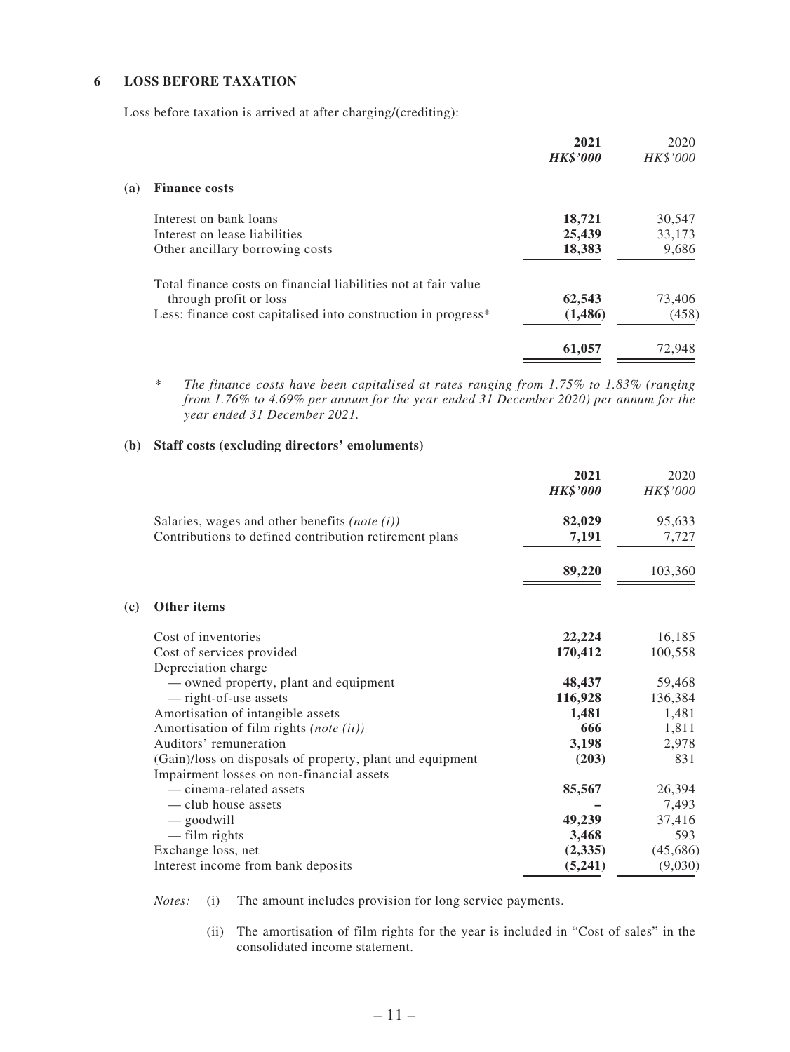## 6 LOSS BEFORE TAXATION

Loss before taxation is arrived at after charging/(crediting):

| | **2021** | 2020 |
|---|---|---|
| | ***HK$'000*** | *HK$'000* |
| **(a) Finance costs** | | |
| Interest on bank loans | **18,721** | 30,547 |
| Interest on lease liabilities | **25,439** | 33,173 |
| Other ancillary borrowing costs | **18,383** | 9,686 |
| Total finance costs on financial liabilities not at fair value through profit or loss | **62,543** | 73,406 |
| Less: finance cost capitalised into construction in progress* | **(1,486)** | (458) |
| | **61,057** | 72,948 |

\* *The finance costs have been capitalised at rates ranging from 1.75% to 1.83% (ranging from 1.76% to 4.69% per annum for the year ended 31 December 2020) per annum for the year ended 31 December 2021.*

### (b) Staff costs (excluding directors' emoluments)

| | **2021** | 2020 |
|---|---|---|
| | ***HK$'000*** | *HK$'000* |
| Salaries, wages and other benefits *(note (i))* | **82,029** | 95,633 |
| Contributions to defined contribution retirement plans | **7,191** | 7,727 |
| | **89,220** | 103,360 |

### (c) Other items

| | **2021** | 2020 |
|---|---|---|
| | ***HK$'000*** | *HK$'000* |
| Cost of inventories | **22,224** | 16,185 |
| Cost of services provided | **170,412** | 100,558 |
| Depreciation charge | | |
| — owned property, plant and equipment | **48,437** | 59,468 |
| — right-of-use assets | **116,928** | 136,384 |
| Amortisation of intangible assets | **1,481** | 1,481 |
| Amortisation of film rights *(note (ii))* | **666** | 1,811 |
| Auditors' remuneration | **3,198** | 2,978 |
| (Gain)/loss on disposals of property, plant and equipment | **(203)** | 831 |
| Impairment losses on non-financial assets | | |
| — cinema-related assets | **85,567** | 26,394 |
| — club house assets | **–** | 7,493 |
| — goodwill | **49,239** | 37,416 |
| — film rights | **3,468** | 593 |
| Exchange loss, net | **(2,335)** | (45,686) |
| Interest income from bank deposits | **(5,241)** | (9,030) |

*Notes:* (i) The amount includes provision for long service payments.

(ii) The amortisation of film rights for the year is included in "Cost of sales" in the consolidated income statement.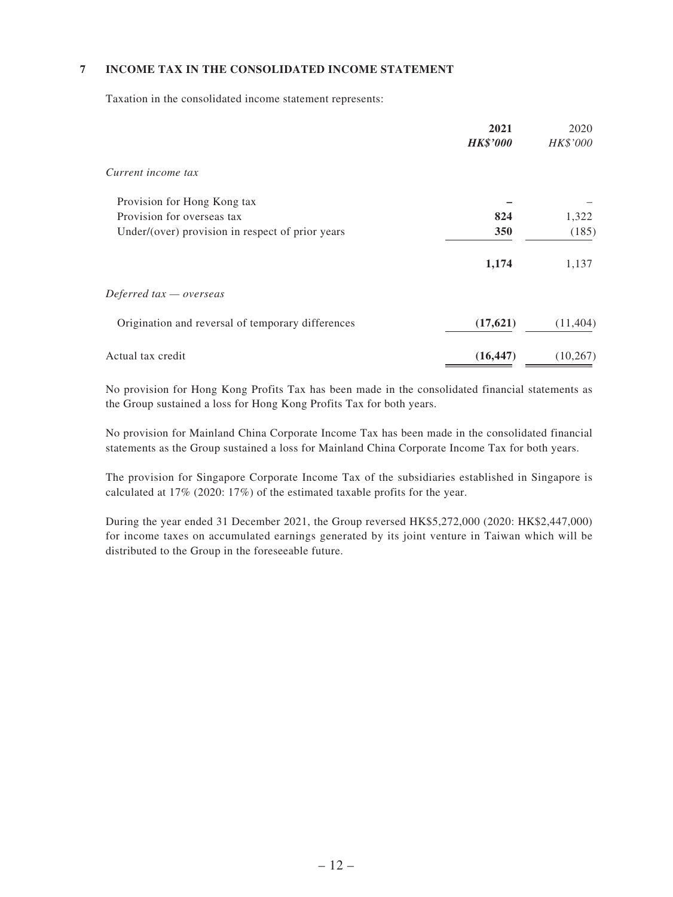## 7 INCOME TAX IN THE CONSOLIDATED INCOME STATEMENT

Taxation in the consolidated income statement represents:

| | **2021** | 2020 |
|---|---|---|
| | ***HK$'000*** | *HK$'000* |
| *Current income tax* | | |
| Provision for Hong Kong tax | **–** | – |
| Provision for overseas tax | **824** | 1,322 |
| Under/(over) provision in respect of prior years | **350** | (185) |
| | **1,174** | 1,137 |
| *Deferred tax — overseas* | | |
| Origination and reversal of temporary differences | **(17,621)** | (11,404) |
| Actual tax credit | **(16,447)** | (10,267) |

No provision for Hong Kong Profits Tax has been made in the consolidated financial statements as the Group sustained a loss for Hong Kong Profits Tax for both years.

No provision for Mainland China Corporate Income Tax has been made in the consolidated financial statements as the Group sustained a loss for Mainland China Corporate Income Tax for both years.

The provision for Singapore Corporate Income Tax of the subsidiaries established in Singapore is calculated at 17% (2020: 17%) of the estimated taxable profits for the year.

During the year ended 31 December 2021, the Group reversed HK$5,272,000 (2020: HK$2,447,000) for income taxes on accumulated earnings generated by its joint venture in Taiwan which will be distributed to the Group in the foreseeable future.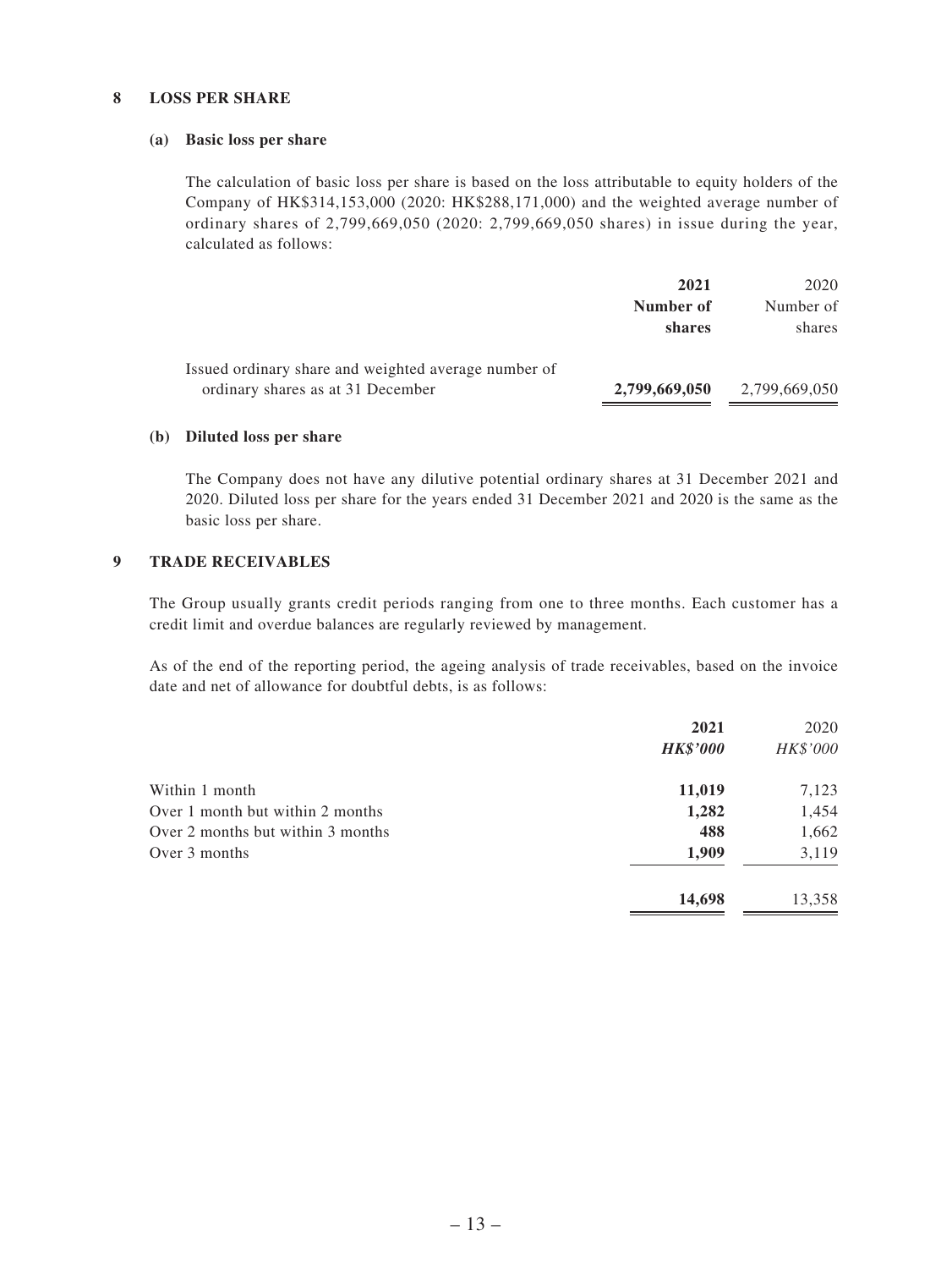## 8 LOSS PER SHARE

### (a) Basic loss per share

The calculation of basic loss per share is based on the loss attributable to equity holders of the Company of HK$314,153,000 (2020: HK$288,171,000) and the weighted average number of ordinary shares of 2,799,669,050 (2020: 2,799,669,050 shares) in issue during the year, calculated as follows:

| | **2021** | 2020 |
|---|---|---|
| | **Number of shares** | Number of shares |
| Issued ordinary share and weighted average number of ordinary shares as at 31 December | **2,799,669,050** | 2,799,669,050 |

### (b) Diluted loss per share

The Company does not have any dilutive potential ordinary shares at 31 December 2021 and 2020. Diluted loss per share for the years ended 31 December 2021 and 2020 is the same as the basic loss per share.

## 9 TRADE RECEIVABLES

The Group usually grants credit periods ranging from one to three months. Each customer has a credit limit and overdue balances are regularly reviewed by management.

As of the end of the reporting period, the ageing analysis of trade receivables, based on the invoice date and net of allowance for doubtful debts, is as follows:

| | **2021** | 2020 |
|---|---|---|
| | ***HK$'000*** | *HK$'000* |
| Within 1 month | **11,019** | 7,123 |
| Over 1 month but within 2 months | **1,282** | 1,454 |
| Over 2 months but within 3 months | **488** | 1,662 |
| Over 3 months | **1,909** | 3,119 |
| | **14,698** | 13,358 |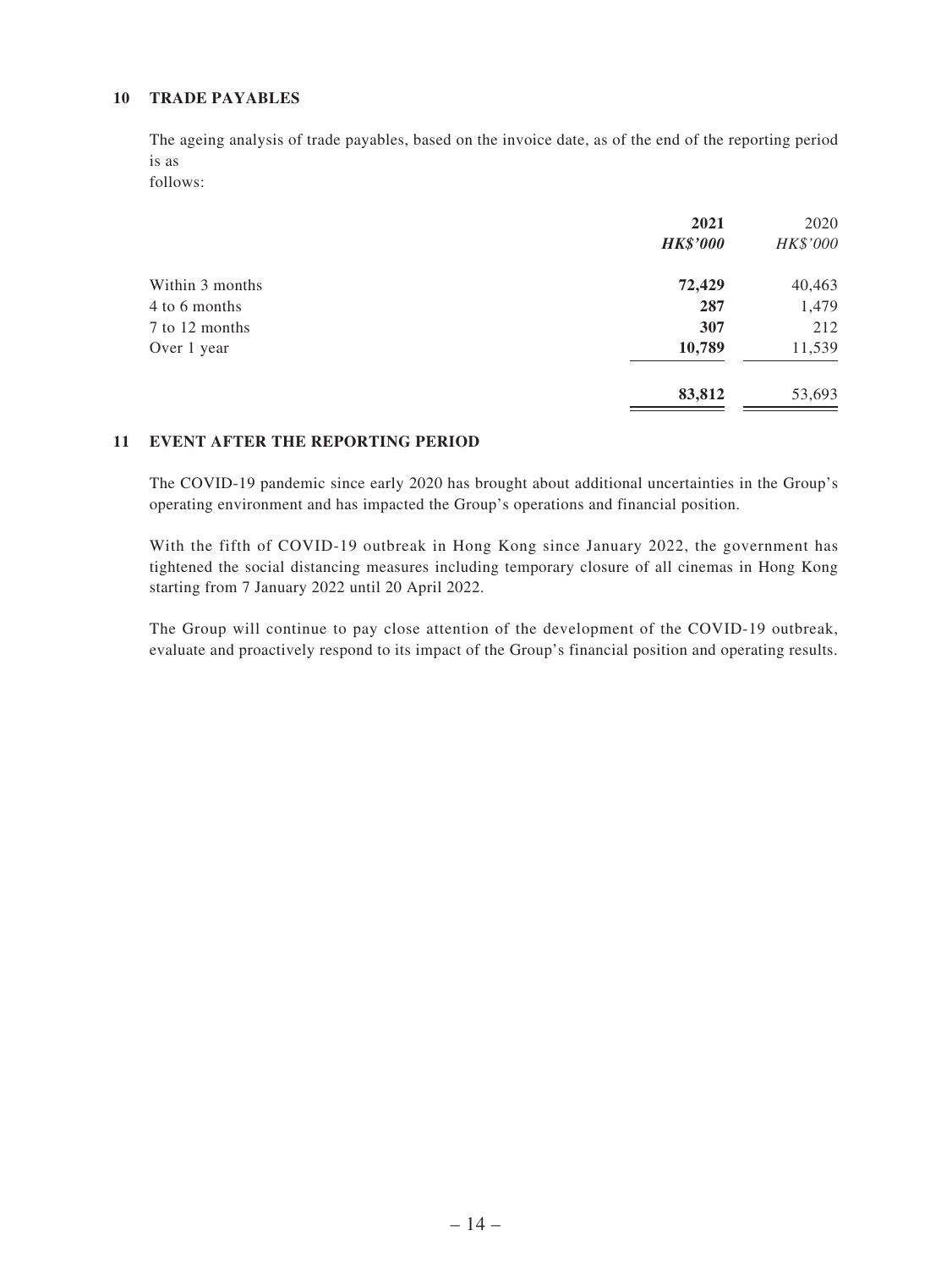## 10 TRADE PAYABLES

The ageing analysis of trade payables, based on the invoice date, as of the end of the reporting period is as
follows:

| | **2021** | 2020 |
|---|---|---|
| | ***HK$'000*** | *HK$'000* |
| Within 3 months | **72,429** | 40,463 |
| 4 to 6 months | **287** | 1,479 |
| 7 to 12 months | **307** | 212 |
| Over 1 year | **10,789** | 11,539 |
| | **83,812** | 53,693 |

## 11 EVENT AFTER THE REPORTING PERIOD

The COVID-19 pandemic since early 2020 has brought about additional uncertainties in the Group's operating environment and has impacted the Group's operations and financial position.

With the fifth of COVID-19 outbreak in Hong Kong since January 2022, the government has tightened the social distancing measures including temporary closure of all cinemas in Hong Kong starting from 7 January 2022 until 20 April 2022.

The Group will continue to pay close attention of the development of the COVID-19 outbreak, evaluate and proactively respond to its impact of the Group's financial position and operating results.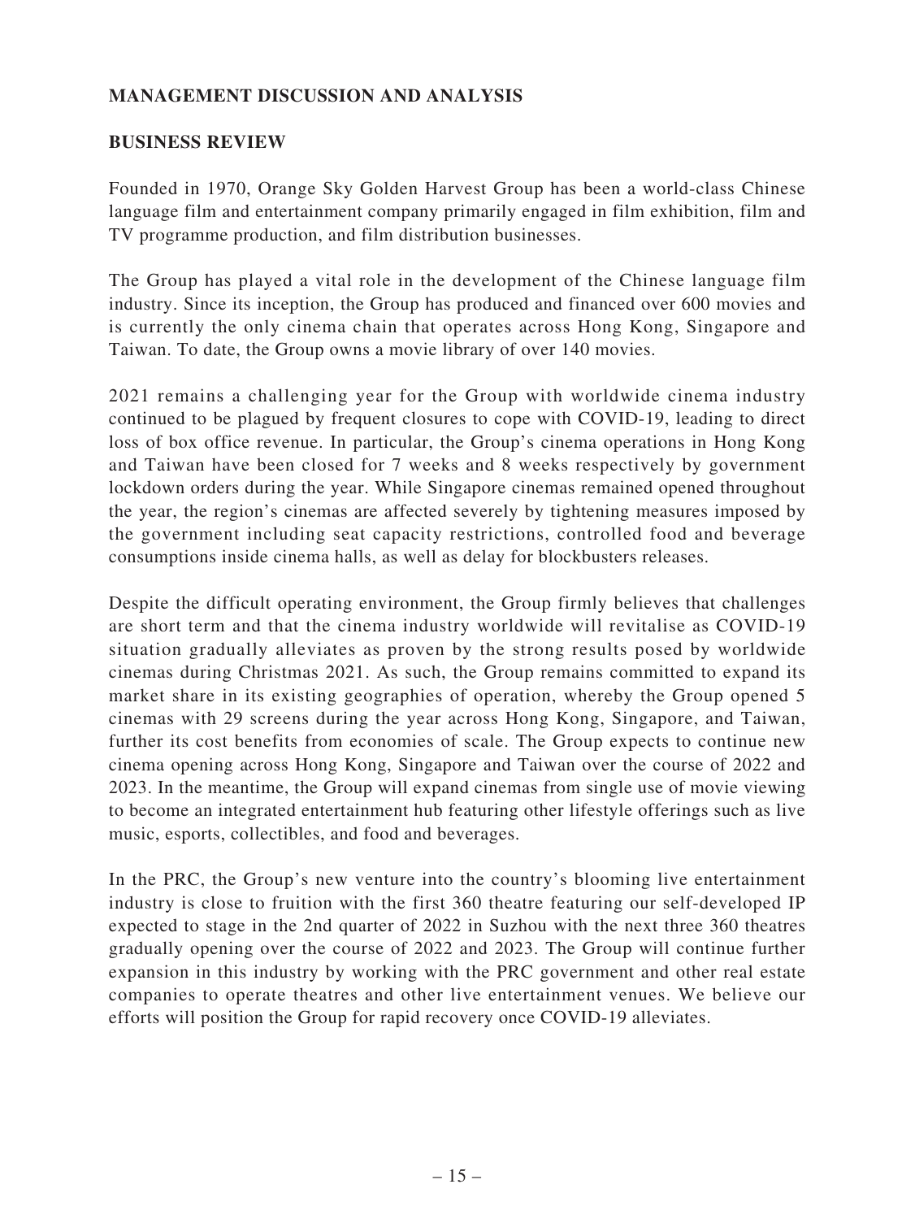## MANAGEMENT DISCUSSION AND ANALYSIS

### BUSINESS REVIEW

Founded in 1970, Orange Sky Golden Harvest Group has been a world-class Chinese language film and entertainment company primarily engaged in film exhibition, film and TV programme production, and film distribution businesses.

The Group has played a vital role in the development of the Chinese language film industry. Since its inception, the Group has produced and financed over 600 movies and is currently the only cinema chain that operates across Hong Kong, Singapore and Taiwan. To date, the Group owns a movie library of over 140 movies.

2021 remains a challenging year for the Group with worldwide cinema industry continued to be plagued by frequent closures to cope with COVID-19, leading to direct loss of box office revenue. In particular, the Group's cinema operations in Hong Kong and Taiwan have been closed for 7 weeks and 8 weeks respectively by government lockdown orders during the year. While Singapore cinemas remained opened throughout the year, the region's cinemas are affected severely by tightening measures imposed by the government including seat capacity restrictions, controlled food and beverage consumptions inside cinema halls, as well as delay for blockbusters releases.

Despite the difficult operating environment, the Group firmly believes that challenges are short term and that the cinema industry worldwide will revitalise as COVID-19 situation gradually alleviates as proven by the strong results posed by worldwide cinemas during Christmas 2021. As such, the Group remains committed to expand its market share in its existing geographies of operation, whereby the Group opened 5 cinemas with 29 screens during the year across Hong Kong, Singapore, and Taiwan, further its cost benefits from economies of scale. The Group expects to continue new cinema opening across Hong Kong, Singapore and Taiwan over the course of 2022 and 2023. In the meantime, the Group will expand cinemas from single use of movie viewing to become an integrated entertainment hub featuring other lifestyle offerings such as live music, esports, collectibles, and food and beverages.

In the PRC, the Group's new venture into the country's blooming live entertainment industry is close to fruition with the first 360 theatre featuring our self-developed IP expected to stage in the 2nd quarter of 2022 in Suzhou with the next three 360 theatres gradually opening over the course of 2022 and 2023. The Group will continue further expansion in this industry by working with the PRC government and other real estate companies to operate theatres and other live entertainment venues. We believe our efforts will position the Group for rapid recovery once COVID-19 alleviates.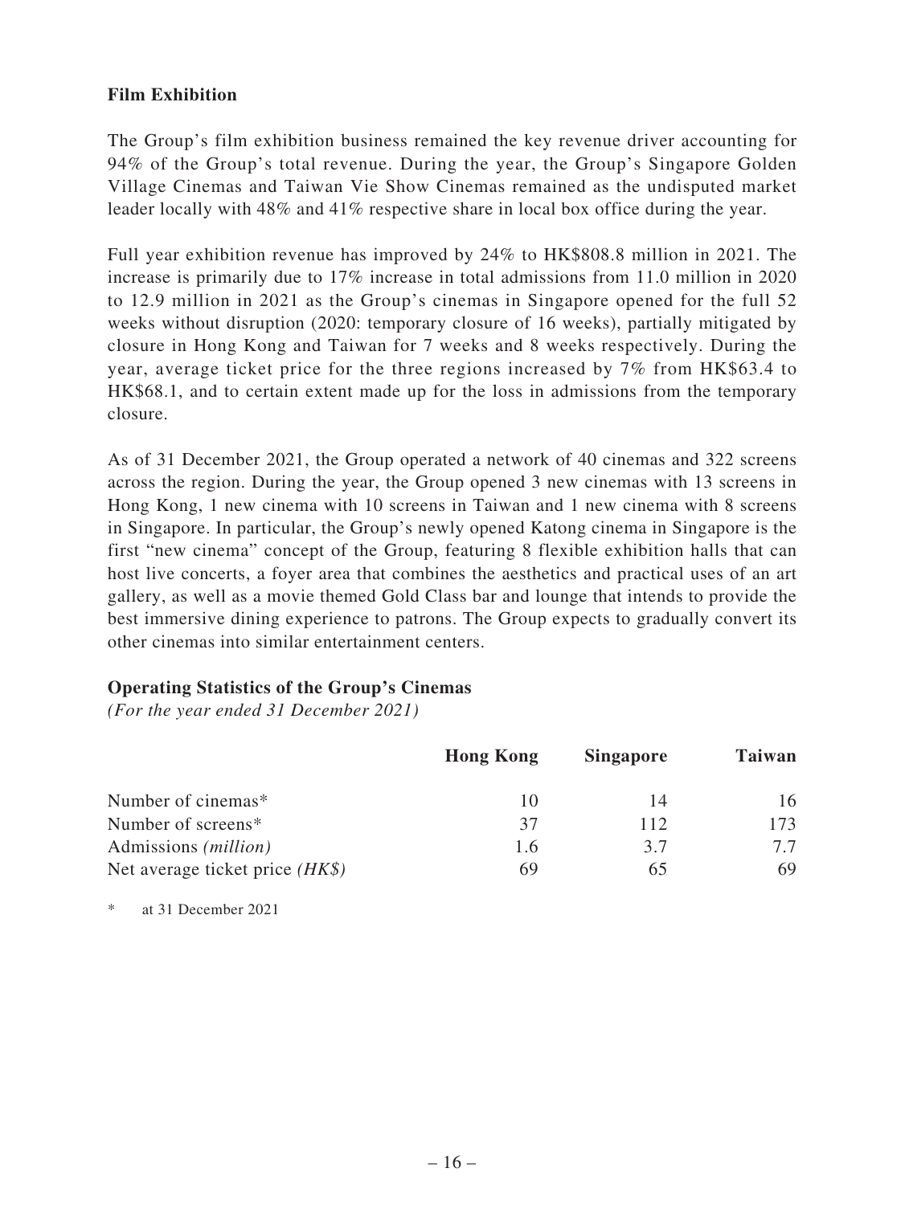### Film Exhibition

The Group's film exhibition business remained the key revenue driver accounting for 94% of the Group's total revenue. During the year, the Group's Singapore Golden Village Cinemas and Taiwan Vie Show Cinemas remained as the undisputed market leader locally with 48% and 41% respective share in local box office during the year.

Full year exhibition revenue has improved by 24% to HK$808.8 million in 2021. The increase is primarily due to 17% increase in total admissions from 11.0 million in 2020 to 12.9 million in 2021 as the Group's cinemas in Singapore opened for the full 52 weeks without disruption (2020: temporary closure of 16 weeks), partially mitigated by closure in Hong Kong and Taiwan for 7 weeks and 8 weeks respectively. During the year, average ticket price for the three regions increased by 7% from HK$63.4 to HK$68.1, and to certain extent made up for the loss in admissions from the temporary closure.

As of 31 December 2021, the Group operated a network of 40 cinemas and 322 screens across the region. During the year, the Group opened 3 new cinemas with 13 screens in Hong Kong, 1 new cinema with 10 screens in Taiwan and 1 new cinema with 8 screens in Singapore. In particular, the Group's newly opened Katong cinema in Singapore is the first "new cinema" concept of the Group, featuring 8 flexible exhibition halls that can host live concerts, a foyer area that combines the aesthetics and practical uses of an art gallery, as well as a movie themed Gold Class bar and lounge that intends to provide the best immersive dining experience to patrons. The Group expects to gradually convert its other cinemas into similar entertainment centers.

### Operating Statistics of the Group's Cinemas

*(For the year ended 31 December 2021)*

| | Hong Kong | Singapore | Taiwan |
|---|---|---|---|
| Number of cinemas* | 10 | 14 | 16 |
| Number of screens* | 37 | 112 | 173 |
| Admissions *(million)* | 1.6 | 3.7 | 7.7 |
| Net average ticket price *(HK$)* | 69 | 65 | 69 |

\* at 31 December 2021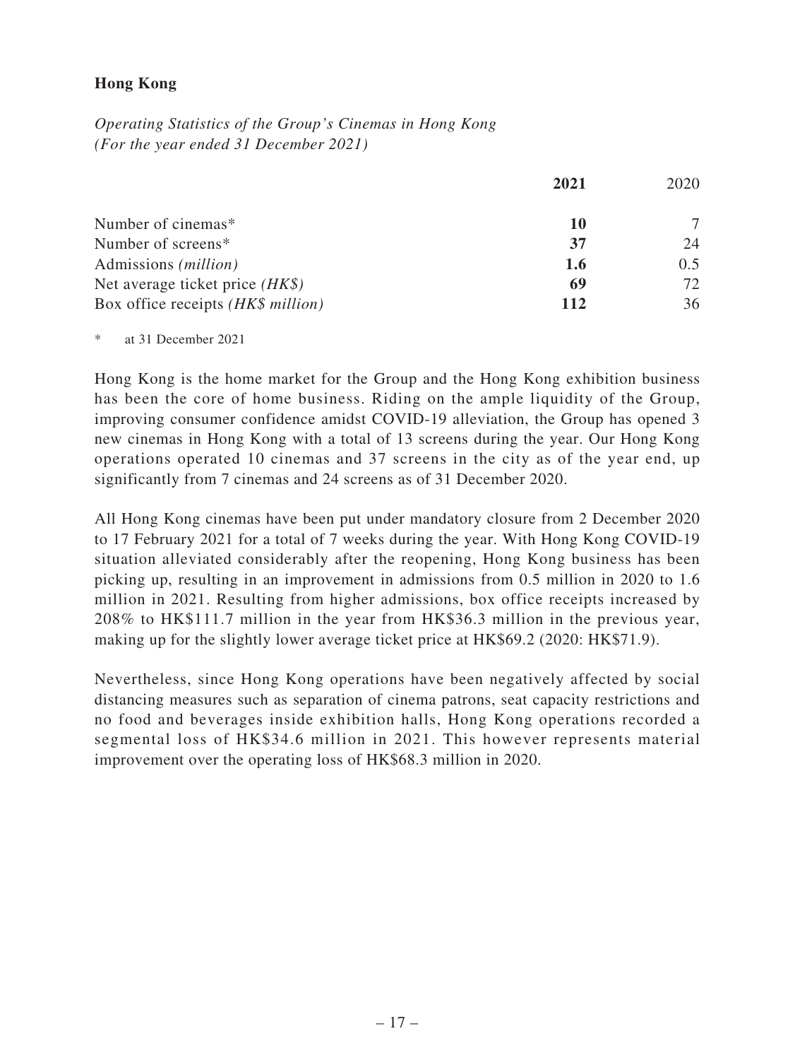**Hong Kong**

*Operating Statistics of the Group's Cinemas in Hong Kong*
*(For the year ended 31 December 2021)*

| | **2021** | 2020 |
|---|---|---|
| Number of cinemas* | **10** | 7 |
| Number of screens* | **37** | 24 |
| Admissions *(million)* | **1.6** | 0.5 |
| Net average ticket price *(HK$)* | **69** | 72 |
| Box office receipts *(HK$ million)* | **112** | 36 |

\* at 31 December 2021

Hong Kong is the home market for the Group and the Hong Kong exhibition business has been the core of home business. Riding on the ample liquidity of the Group, improving consumer confidence amidst COVID-19 alleviation, the Group has opened 3 new cinemas in Hong Kong with a total of 13 screens during the year. Our Hong Kong operations operated 10 cinemas and 37 screens in the city as of the year end, up significantly from 7 cinemas and 24 screens as of 31 December 2020.

All Hong Kong cinemas have been put under mandatory closure from 2 December 2020 to 17 February 2021 for a total of 7 weeks during the year. With Hong Kong COVID-19 situation alleviated considerably after the reopening, Hong Kong business has been picking up, resulting in an improvement in admissions from 0.5 million in 2020 to 1.6 million in 2021. Resulting from higher admissions, box office receipts increased by 208% to HK$111.7 million in the year from HK$36.3 million in the previous year, making up for the slightly lower average ticket price at HK$69.2 (2020: HK$71.9).

Nevertheless, since Hong Kong operations have been negatively affected by social distancing measures such as separation of cinema patrons, seat capacity restrictions and no food and beverages inside exhibition halls, Hong Kong operations recorded a segmental loss of HK$34.6 million in 2021. This however represents material improvement over the operating loss of HK$68.3 million in 2020.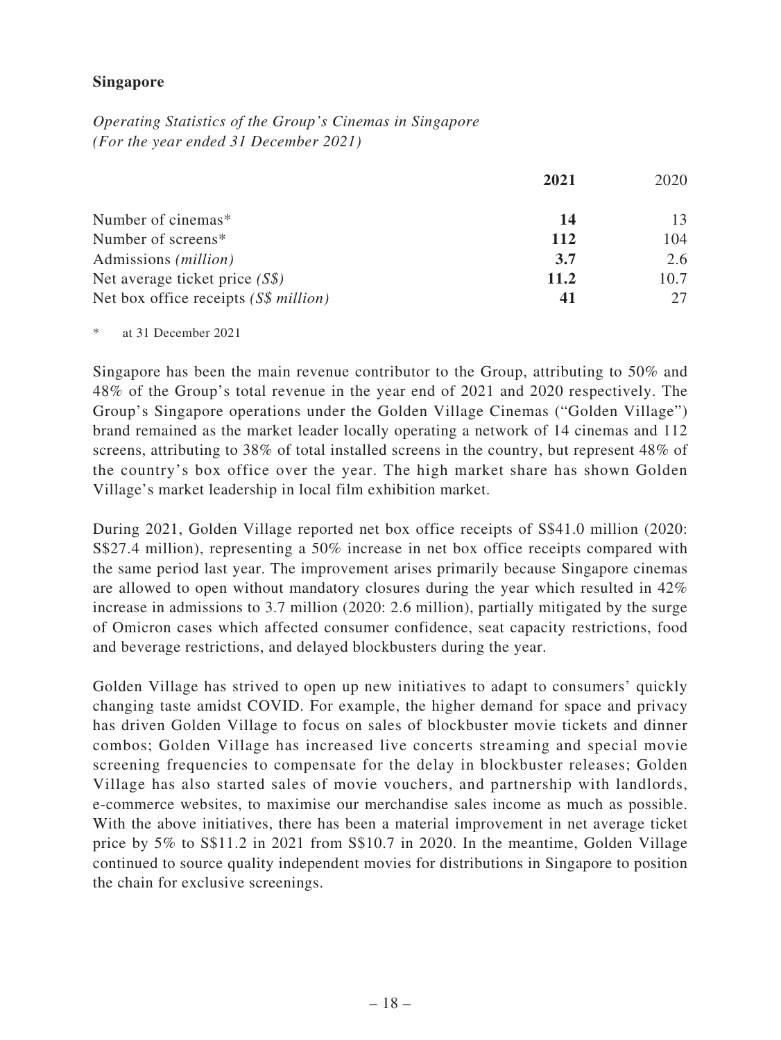**Singapore**

*Operating Statistics of the Group's Cinemas in Singapore*
*(For the year ended 31 December 2021)*

| | **2021** | 2020 |
|---|---|---|
| Number of cinemas* | **14** | 13 |
| Number of screens* | **112** | 104 |
| Admissions *(million)* | **3.7** | 2.6 |
| Net average ticket price *(S$)* | **11.2** | 10.7 |
| Net box office receipts *(S$ million)* | **41** | 27 |

\* at 31 December 2021

Singapore has been the main revenue contributor to the Group, attributing to 50% and 48% of the Group's total revenue in the year end of 2021 and 2020 respectively. The Group's Singapore operations under the Golden Village Cinemas ("Golden Village") brand remained as the market leader locally operating a network of 14 cinemas and 112 screens, attributing to 38% of total installed screens in the country, but represent 48% of the country's box office over the year. The high market share has shown Golden Village's market leadership in local film exhibition market.

During 2021, Golden Village reported net box office receipts of S$41.0 million (2020: S$27.4 million), representing a 50% increase in net box office receipts compared with the same period last year. The improvement arises primarily because Singapore cinemas are allowed to open without mandatory closures during the year which resulted in 42% increase in admissions to 3.7 million (2020: 2.6 million), partially mitigated by the surge of Omicron cases which affected consumer confidence, seat capacity restrictions, food and beverage restrictions, and delayed blockbusters during the year.

Golden Village has strived to open up new initiatives to adapt to consumers' quickly changing taste amidst COVID. For example, the higher demand for space and privacy has driven Golden Village to focus on sales of blockbuster movie tickets and dinner combos; Golden Village has increased live concerts streaming and special movie screening frequencies to compensate for the delay in blockbuster releases; Golden Village has also started sales of movie vouchers, and partnership with landlords, e-commerce websites, to maximise our merchandise sales income as much as possible. With the above initiatives, there has been a material improvement in net average ticket price by 5% to S$11.2 in 2021 from S$10.7 in 2020. In the meantime, Golden Village continued to source quality independent movies for distributions in Singapore to position the chain for exclusive screenings.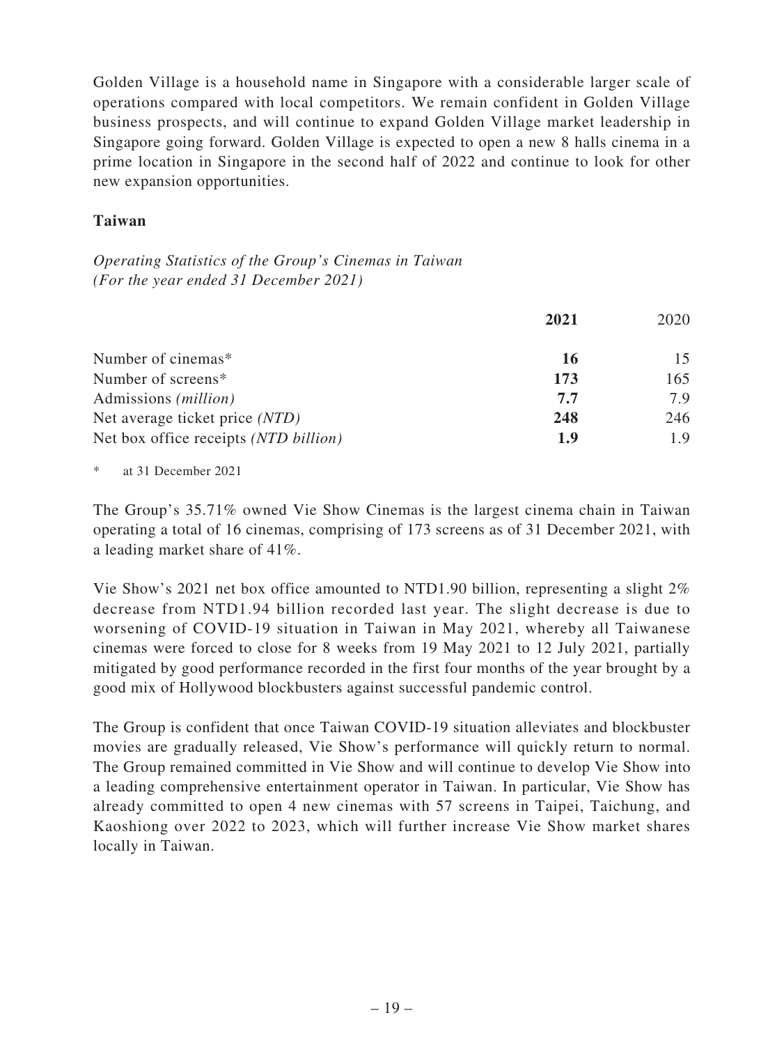Golden Village is a household name in Singapore with a considerable larger scale of operations compared with local competitors. We remain confident in Golden Village business prospects, and will continue to expand Golden Village market leadership in Singapore going forward. Golden Village is expected to open a new 8 halls cinema in a prime location in Singapore in the second half of 2022 and continue to look for other new expansion opportunities.

## Taiwan

*Operating Statistics of the Group's Cinemas in Taiwan*
*(For the year ended 31 December 2021)*

| | **2021** | 2020 |
|---|---|---|
| Number of cinemas* | **16** | 15 |
| Number of screens* | **173** | 165 |
| Admissions *(million)* | **7.7** | 7.9 |
| Net average ticket price *(NTD)* | **248** | 246 |
| Net box office receipts *(NTD billion)* | **1.9** | 1.9 |

\* at 31 December 2021

The Group's 35.71% owned Vie Show Cinemas is the largest cinema chain in Taiwan operating a total of 16 cinemas, comprising of 173 screens as of 31 December 2021, with a leading market share of 41%.

Vie Show's 2021 net box office amounted to NTD1.90 billion, representing a slight 2% decrease from NTD1.94 billion recorded last year. The slight decrease is due to worsening of COVID-19 situation in Taiwan in May 2021, whereby all Taiwanese cinemas were forced to close for 8 weeks from 19 May 2021 to 12 July 2021, partially mitigated by good performance recorded in the first four months of the year brought by a good mix of Hollywood blockbusters against successful pandemic control.

The Group is confident that once Taiwan COVID-19 situation alleviates and blockbuster movies are gradually released, Vie Show's performance will quickly return to normal. The Group remained committed in Vie Show and will continue to develop Vie Show into a leading comprehensive entertainment operator in Taiwan. In particular, Vie Show has already committed to open 4 new cinemas with 57 screens in Taipei, Taichung, and Kaoshiong over 2022 to 2023, which will further increase Vie Show market shares locally in Taiwan.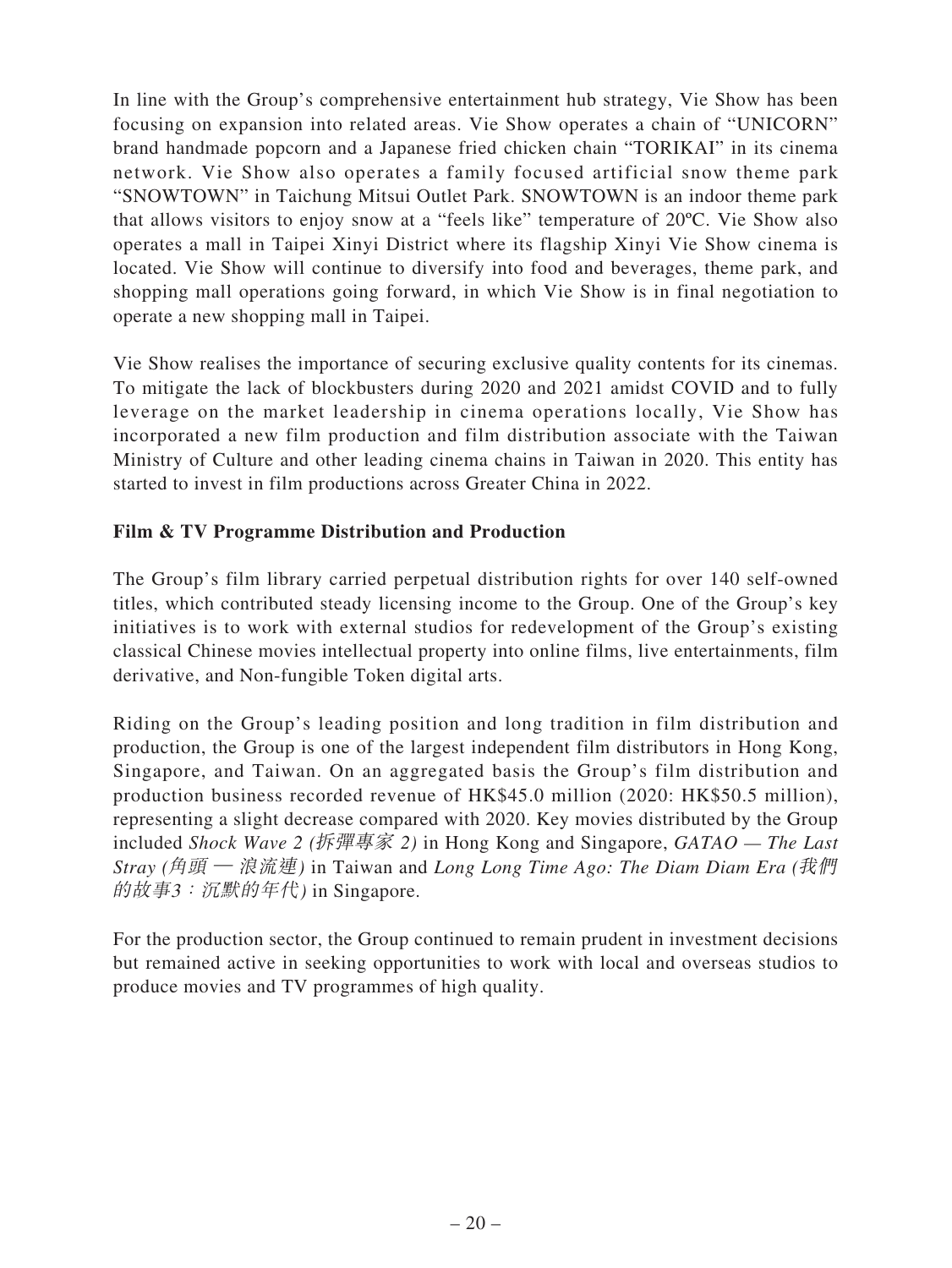In line with the Group's comprehensive entertainment hub strategy, Vie Show has been focusing on expansion into related areas. Vie Show operates a chain of "UNICORN" brand handmade popcorn and a Japanese fried chicken chain "TORIKAI" in its cinema network. Vie Show also operates a family focused artificial snow theme park "SNOWTOWN" in Taichung Mitsui Outlet Park. SNOWTOWN is an indoor theme park that allows visitors to enjoy snow at a "feels like" temperature of 20ºC. Vie Show also operates a mall in Taipei Xinyi District where its flagship Xinyi Vie Show cinema is located. Vie Show will continue to diversify into food and beverages, theme park, and shopping mall operations going forward, in which Vie Show is in final negotiation to operate a new shopping mall in Taipei.

Vie Show realises the importance of securing exclusive quality contents for its cinemas. To mitigate the lack of blockbusters during 2020 and 2021 amidst COVID and to fully leverage on the market leadership in cinema operations locally, Vie Show has incorporated a new film production and film distribution associate with the Taiwan Ministry of Culture and other leading cinema chains in Taiwan in 2020. This entity has started to invest in film productions across Greater China in 2022.

**Film & TV Programme Distribution and Production**

The Group's film library carried perpetual distribution rights for over 140 self-owned titles, which contributed steady licensing income to the Group. One of the Group's key initiatives is to work with external studios for redevelopment of the Group's existing classical Chinese movies intellectual property into online films, live entertainments, film derivative, and Non-fungible Token digital arts.

Riding on the Group's leading position and long tradition in film distribution and production, the Group is one of the largest independent film distributors in Hong Kong, Singapore, and Taiwan. On an aggregated basis the Group's film distribution and production business recorded revenue of HK$45.0 million (2020: HK$50.5 million), representing a slight decrease compared with 2020. Key movies distributed by the Group included *Shock Wave 2 (拆彈專家 2)* in Hong Kong and Singapore, *GATAO — The Last Stray (角頭 — 浪流連)* in Taiwan and *Long Long Time Ago: The Diam Diam Era (我們的故事3：沉默的年代)* in Singapore.

For the production sector, the Group continued to remain prudent in investment decisions but remained active in seeking opportunities to work with local and overseas studios to produce movies and TV programmes of high quality.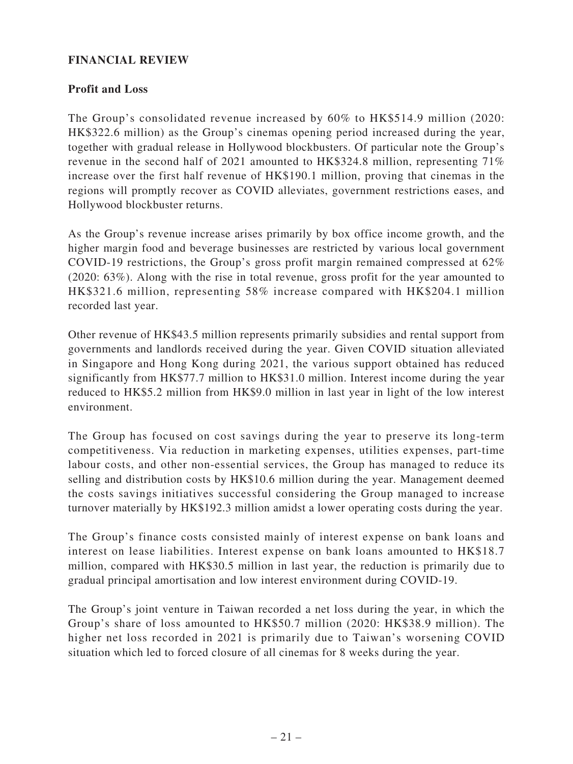## FINANCIAL REVIEW

### Profit and Loss

The Group's consolidated revenue increased by 60% to HK$514.9 million (2020: HK$322.6 million) as the Group's cinemas opening period increased during the year, together with gradual release in Hollywood blockbusters. Of particular note the Group's revenue in the second half of 2021 amounted to HK$324.8 million, representing 71% increase over the first half revenue of HK$190.1 million, proving that cinemas in the regions will promptly recover as COVID alleviates, government restrictions eases, and Hollywood blockbuster returns.

As the Group's revenue increase arises primarily by box office income growth, and the higher margin food and beverage businesses are restricted by various local government COVID-19 restrictions, the Group's gross profit margin remained compressed at 62% (2020: 63%). Along with the rise in total revenue, gross profit for the year amounted to HK$321.6 million, representing 58% increase compared with HK$204.1 million recorded last year.

Other revenue of HK$43.5 million represents primarily subsidies and rental support from governments and landlords received during the year. Given COVID situation alleviated in Singapore and Hong Kong during 2021, the various support obtained has reduced significantly from HK$77.7 million to HK$31.0 million. Interest income during the year reduced to HK$5.2 million from HK$9.0 million in last year in light of the low interest environment.

The Group has focused on cost savings during the year to preserve its long-term competitiveness. Via reduction in marketing expenses, utilities expenses, part-time labour costs, and other non-essential services, the Group has managed to reduce its selling and distribution costs by HK$10.6 million during the year. Management deemed the costs savings initiatives successful considering the Group managed to increase turnover materially by HK$192.3 million amidst a lower operating costs during the year.

The Group's finance costs consisted mainly of interest expense on bank loans and interest on lease liabilities. Interest expense on bank loans amounted to HK$18.7 million, compared with HK$30.5 million in last year, the reduction is primarily due to gradual principal amortisation and low interest environment during COVID-19.

The Group's joint venture in Taiwan recorded a net loss during the year, in which the Group's share of loss amounted to HK$50.7 million (2020: HK$38.9 million). The higher net loss recorded in 2021 is primarily due to Taiwan's worsening COVID situation which led to forced closure of all cinemas for 8 weeks during the year.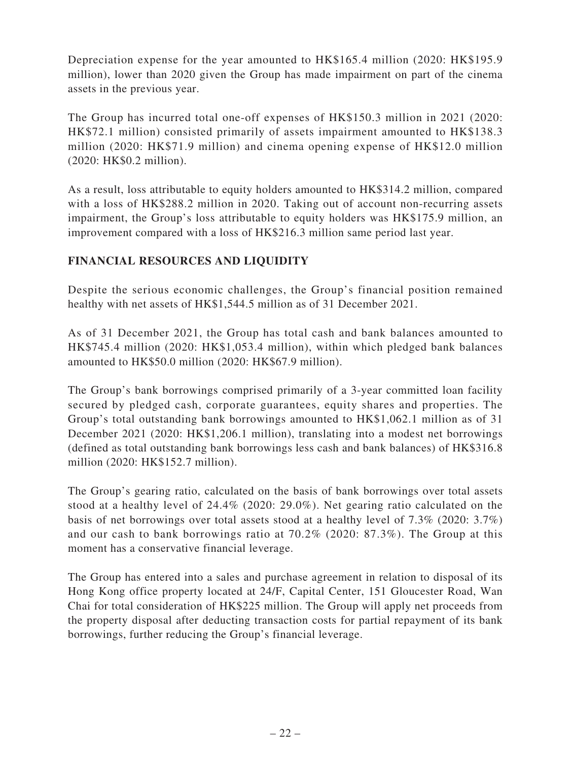Depreciation expense for the year amounted to HK$165.4 million (2020: HK$195.9 million), lower than 2020 given the Group has made impairment on part of the cinema assets in the previous year.

The Group has incurred total one-off expenses of HK$150.3 million in 2021 (2020: HK$72.1 million) consisted primarily of assets impairment amounted to HK$138.3 million (2020: HK$71.9 million) and cinema opening expense of HK$12.0 million (2020: HK$0.2 million).

As a result, loss attributable to equity holders amounted to HK$314.2 million, compared with a loss of HK$288.2 million in 2020. Taking out of account non-recurring assets impairment, the Group's loss attributable to equity holders was HK$175.9 million, an improvement compared with a loss of HK$216.3 million same period last year.

## FINANCIAL RESOURCES AND LIQUIDITY

Despite the serious economic challenges, the Group's financial position remained healthy with net assets of HK$1,544.5 million as of 31 December 2021.

As of 31 December 2021, the Group has total cash and bank balances amounted to HK$745.4 million (2020: HK$1,053.4 million), within which pledged bank balances amounted to HK$50.0 million (2020: HK$67.9 million).

The Group's bank borrowings comprised primarily of a 3-year committed loan facility secured by pledged cash, corporate guarantees, equity shares and properties. The Group's total outstanding bank borrowings amounted to HK$1,062.1 million as of 31 December 2021 (2020: HK$1,206.1 million), translating into a modest net borrowings (defined as total outstanding bank borrowings less cash and bank balances) of HK$316.8 million (2020: HK$152.7 million).

The Group's gearing ratio, calculated on the basis of bank borrowings over total assets stood at a healthy level of 24.4% (2020: 29.0%). Net gearing ratio calculated on the basis of net borrowings over total assets stood at a healthy level of 7.3% (2020: 3.7%) and our cash to bank borrowings ratio at 70.2% (2020: 87.3%). The Group at this moment has a conservative financial leverage.

The Group has entered into a sales and purchase agreement in relation to disposal of its Hong Kong office property located at 24/F, Capital Center, 151 Gloucester Road, Wan Chai for total consideration of HK$225 million. The Group will apply net proceeds from the property disposal after deducting transaction costs for partial repayment of its bank borrowings, further reducing the Group's financial leverage.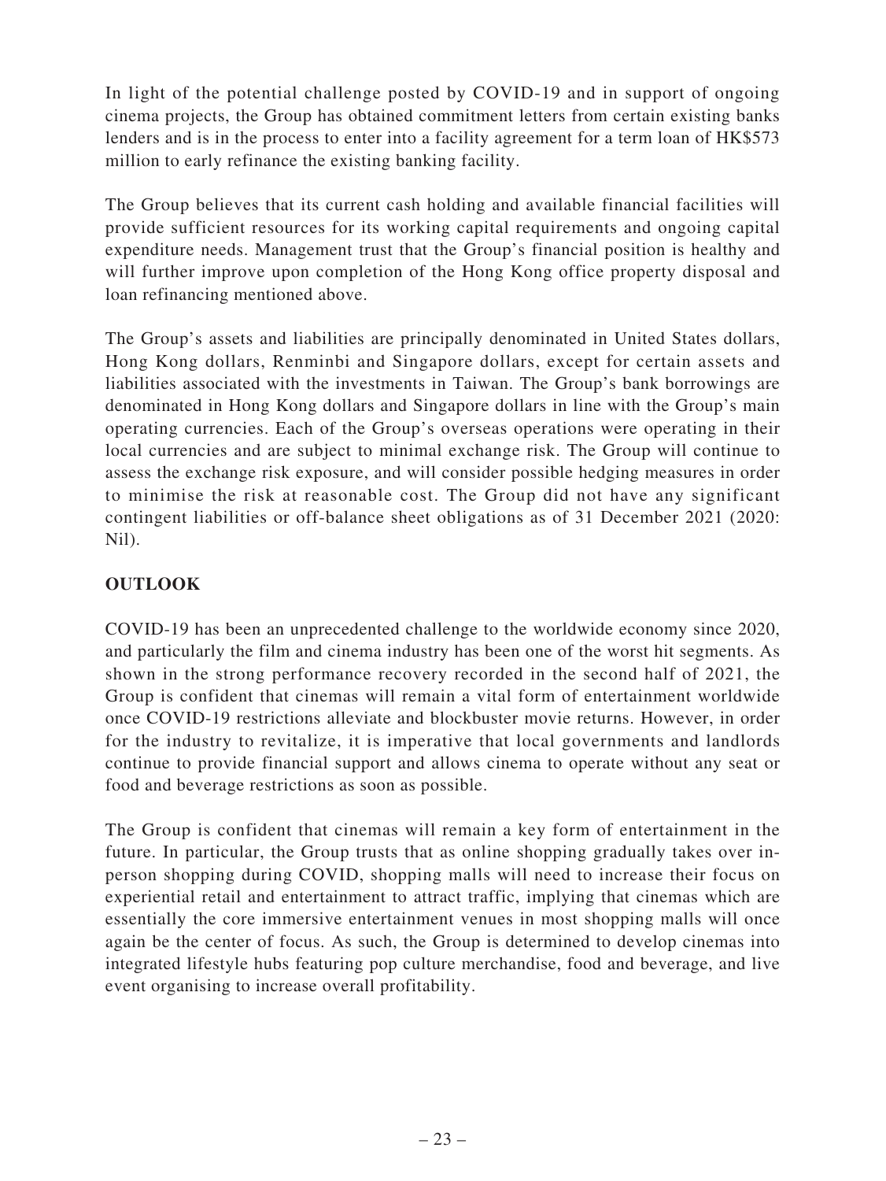In light of the potential challenge posted by COVID-19 and in support of ongoing cinema projects, the Group has obtained commitment letters from certain existing banks lenders and is in the process to enter into a facility agreement for a term loan of HK$573 million to early refinance the existing banking facility.

The Group believes that its current cash holding and available financial facilities will provide sufficient resources for its working capital requirements and ongoing capital expenditure needs. Management trust that the Group's financial position is healthy and will further improve upon completion of the Hong Kong office property disposal and loan refinancing mentioned above.

The Group's assets and liabilities are principally denominated in United States dollars, Hong Kong dollars, Renminbi and Singapore dollars, except for certain assets and liabilities associated with the investments in Taiwan. The Group's bank borrowings are denominated in Hong Kong dollars and Singapore dollars in line with the Group's main operating currencies. Each of the Group's overseas operations were operating in their local currencies and are subject to minimal exchange risk. The Group will continue to assess the exchange risk exposure, and will consider possible hedging measures in order to minimise the risk at reasonable cost. The Group did not have any significant contingent liabilities or off-balance sheet obligations as of 31 December 2021 (2020: Nil).

## OUTLOOK

COVID-19 has been an unprecedented challenge to the worldwide economy since 2020, and particularly the film and cinema industry has been one of the worst hit segments. As shown in the strong performance recovery recorded in the second half of 2021, the Group is confident that cinemas will remain a vital form of entertainment worldwide once COVID-19 restrictions alleviate and blockbuster movie returns. However, in order for the industry to revitalize, it is imperative that local governments and landlords continue to provide financial support and allows cinema to operate without any seat or food and beverage restrictions as soon as possible.

The Group is confident that cinemas will remain a key form of entertainment in the future. In particular, the Group trusts that as online shopping gradually takes over in-person shopping during COVID, shopping malls will need to increase their focus on experiential retail and entertainment to attract traffic, implying that cinemas which are essentially the core immersive entertainment venues in most shopping malls will once again be the center of focus. As such, the Group is determined to develop cinemas into integrated lifestyle hubs featuring pop culture merchandise, food and beverage, and live event organising to increase overall profitability.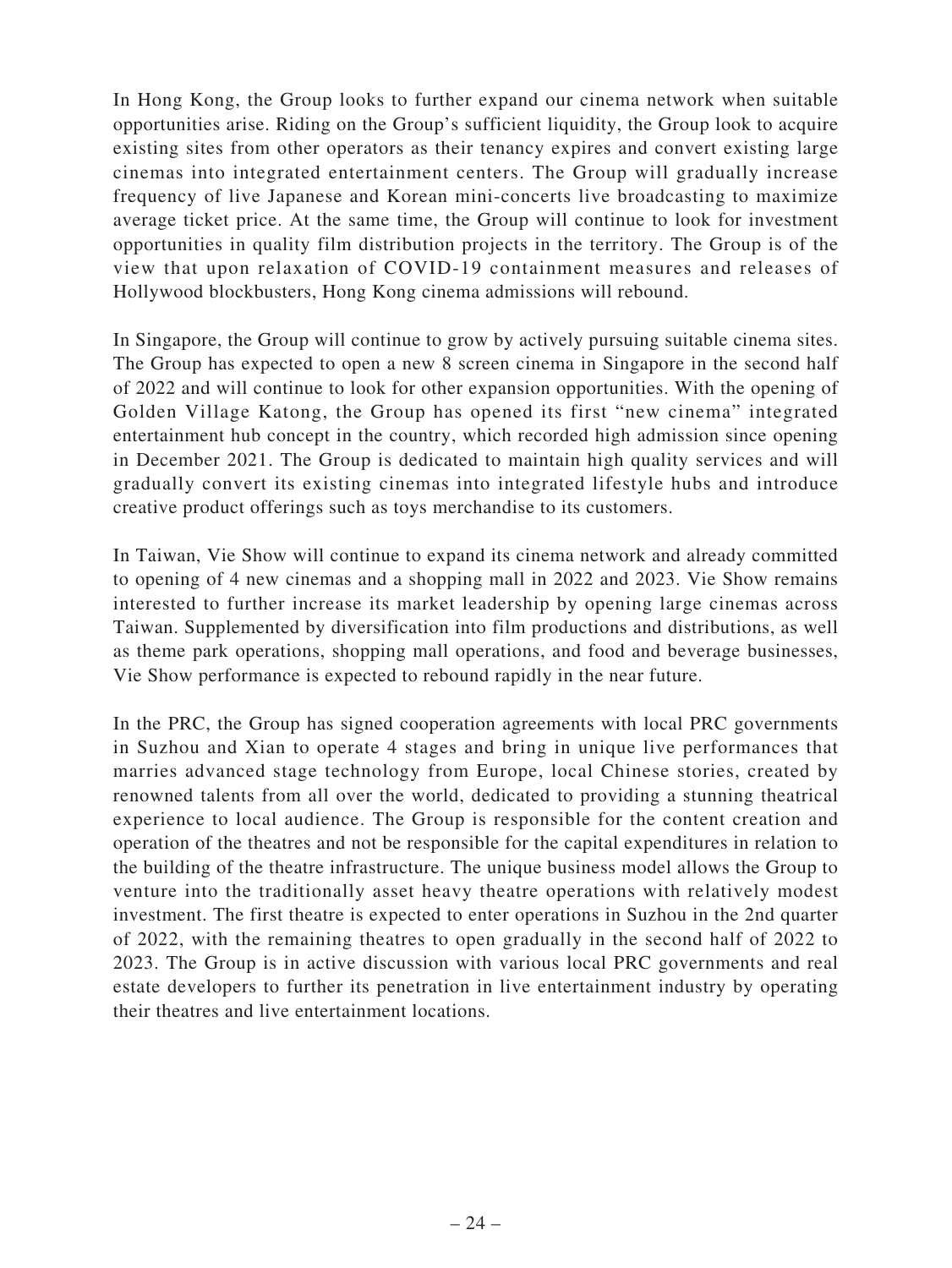In Hong Kong, the Group looks to further expand our cinema network when suitable opportunities arise. Riding on the Group's sufficient liquidity, the Group look to acquire existing sites from other operators as their tenancy expires and convert existing large cinemas into integrated entertainment centers. The Group will gradually increase frequency of live Japanese and Korean mini-concerts live broadcasting to maximize average ticket price. At the same time, the Group will continue to look for investment opportunities in quality film distribution projects in the territory. The Group is of the view that upon relaxation of COVID-19 containment measures and releases of Hollywood blockbusters, Hong Kong cinema admissions will rebound.

In Singapore, the Group will continue to grow by actively pursuing suitable cinema sites. The Group has expected to open a new 8 screen cinema in Singapore in the second half of 2022 and will continue to look for other expansion opportunities. With the opening of Golden Village Katong, the Group has opened its first "new cinema" integrated entertainment hub concept in the country, which recorded high admission since opening in December 2021. The Group is dedicated to maintain high quality services and will gradually convert its existing cinemas into integrated lifestyle hubs and introduce creative product offerings such as toys merchandise to its customers.

In Taiwan, Vie Show will continue to expand its cinema network and already committed to opening of 4 new cinemas and a shopping mall in 2022 and 2023. Vie Show remains interested to further increase its market leadership by opening large cinemas across Taiwan. Supplemented by diversification into film productions and distributions, as well as theme park operations, shopping mall operations, and food and beverage businesses, Vie Show performance is expected to rebound rapidly in the near future.

In the PRC, the Group has signed cooperation agreements with local PRC governments in Suzhou and Xian to operate 4 stages and bring in unique live performances that marries advanced stage technology from Europe, local Chinese stories, created by renowned talents from all over the world, dedicated to providing a stunning theatrical experience to local audience. The Group is responsible for the content creation and operation of the theatres and not be responsible for the capital expenditures in relation to the building of the theatre infrastructure. The unique business model allows the Group to venture into the traditionally asset heavy theatre operations with relatively modest investment. The first theatre is expected to enter operations in Suzhou in the 2nd quarter of 2022, with the remaining theatres to open gradually in the second half of 2022 to 2023. The Group is in active discussion with various local PRC governments and real estate developers to further its penetration in live entertainment industry by operating their theatres and live entertainment locations.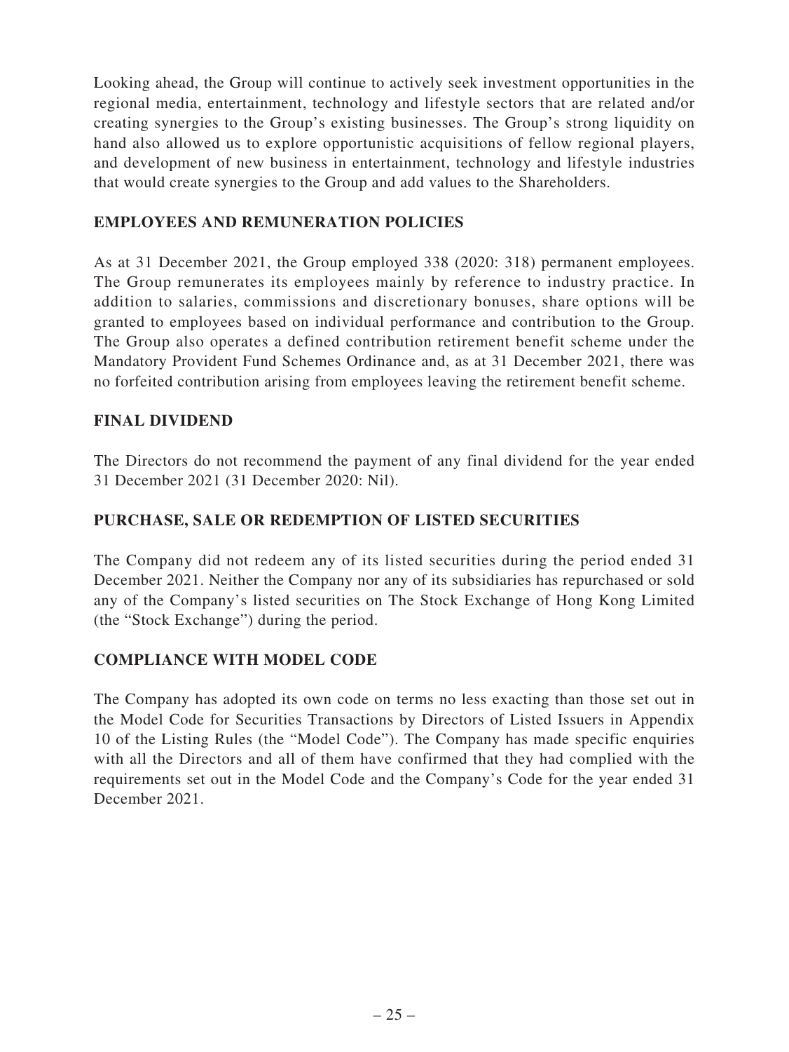Looking ahead, the Group will continue to actively seek investment opportunities in the regional media, entertainment, technology and lifestyle sectors that are related and/or creating synergies to the Group's existing businesses. The Group's strong liquidity on hand also allowed us to explore opportunistic acquisitions of fellow regional players, and development of new business in entertainment, technology and lifestyle industries that would create synergies to the Group and add values to the Shareholders.

## EMPLOYEES AND REMUNERATION POLICIES

As at 31 December 2021, the Group employed 338 (2020: 318) permanent employees. The Group remunerates its employees mainly by reference to industry practice. In addition to salaries, commissions and discretionary bonuses, share options will be granted to employees based on individual performance and contribution to the Group. The Group also operates a defined contribution retirement benefit scheme under the Mandatory Provident Fund Schemes Ordinance and, as at 31 December 2021, there was no forfeited contribution arising from employees leaving the retirement benefit scheme.

## FINAL DIVIDEND

The Directors do not recommend the payment of any final dividend for the year ended 31 December 2021 (31 December 2020: Nil).

## PURCHASE, SALE OR REDEMPTION OF LISTED SECURITIES

The Company did not redeem any of its listed securities during the period ended 31 December 2021. Neither the Company nor any of its subsidiaries has repurchased or sold any of the Company's listed securities on The Stock Exchange of Hong Kong Limited (the "Stock Exchange") during the period.

## COMPLIANCE WITH MODEL CODE

The Company has adopted its own code on terms no less exacting than those set out in the Model Code for Securities Transactions by Directors of Listed Issuers in Appendix 10 of the Listing Rules (the "Model Code"). The Company has made specific enquiries with all the Directors and all of them have confirmed that they had complied with the requirements set out in the Model Code and the Company's Code for the year ended 31 December 2021.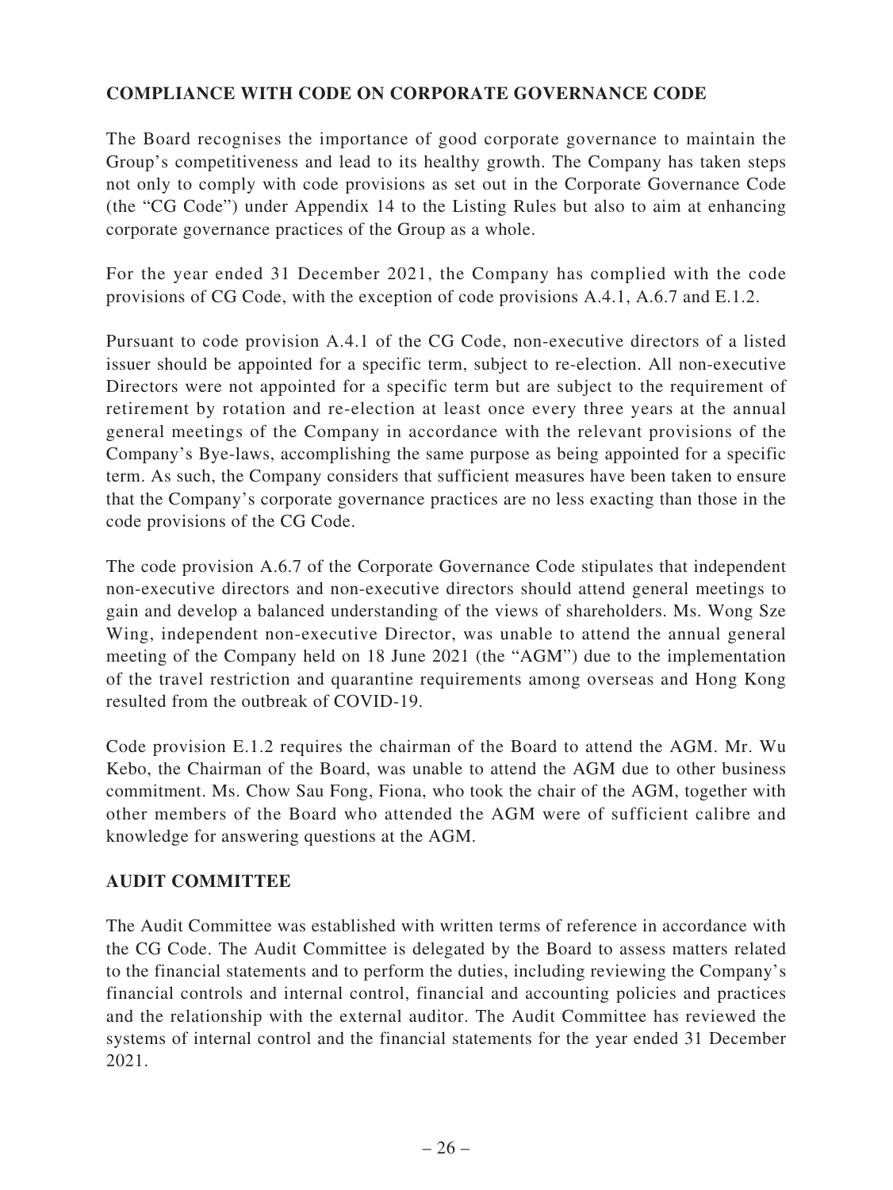## COMPLIANCE WITH CODE ON CORPORATE GOVERNANCE CODE

The Board recognises the importance of good corporate governance to maintain the Group's competitiveness and lead to its healthy growth. The Company has taken steps not only to comply with code provisions as set out in the Corporate Governance Code (the "CG Code") under Appendix 14 to the Listing Rules but also to aim at enhancing corporate governance practices of the Group as a whole.

For the year ended 31 December 2021, the Company has complied with the code provisions of CG Code, with the exception of code provisions A.4.1, A.6.7 and E.1.2.

Pursuant to code provision A.4.1 of the CG Code, non-executive directors of a listed issuer should be appointed for a specific term, subject to re-election. All non-executive Directors were not appointed for a specific term but are subject to the requirement of retirement by rotation and re-election at least once every three years at the annual general meetings of the Company in accordance with the relevant provisions of the Company's Bye-laws, accomplishing the same purpose as being appointed for a specific term. As such, the Company considers that sufficient measures have been taken to ensure that the Company's corporate governance practices are no less exacting than those in the code provisions of the CG Code.

The code provision A.6.7 of the Corporate Governance Code stipulates that independent non-executive directors and non-executive directors should attend general meetings to gain and develop a balanced understanding of the views of shareholders. Ms. Wong Sze Wing, independent non-executive Director, was unable to attend the annual general meeting of the Company held on 18 June 2021 (the "AGM") due to the implementation of the travel restriction and quarantine requirements among overseas and Hong Kong resulted from the outbreak of COVID-19.

Code provision E.1.2 requires the chairman of the Board to attend the AGM. Mr. Wu Kebo, the Chairman of the Board, was unable to attend the AGM due to other business commitment. Ms. Chow Sau Fong, Fiona, who took the chair of the AGM, together with other members of the Board who attended the AGM were of sufficient calibre and knowledge for answering questions at the AGM.

## AUDIT COMMITTEE

The Audit Committee was established with written terms of reference in accordance with the CG Code. The Audit Committee is delegated by the Board to assess matters related to the financial statements and to perform the duties, including reviewing the Company's financial controls and internal control, financial and accounting policies and practices and the relationship with the external auditor. The Audit Committee has reviewed the systems of internal control and the financial statements for the year ended 31 December 2021.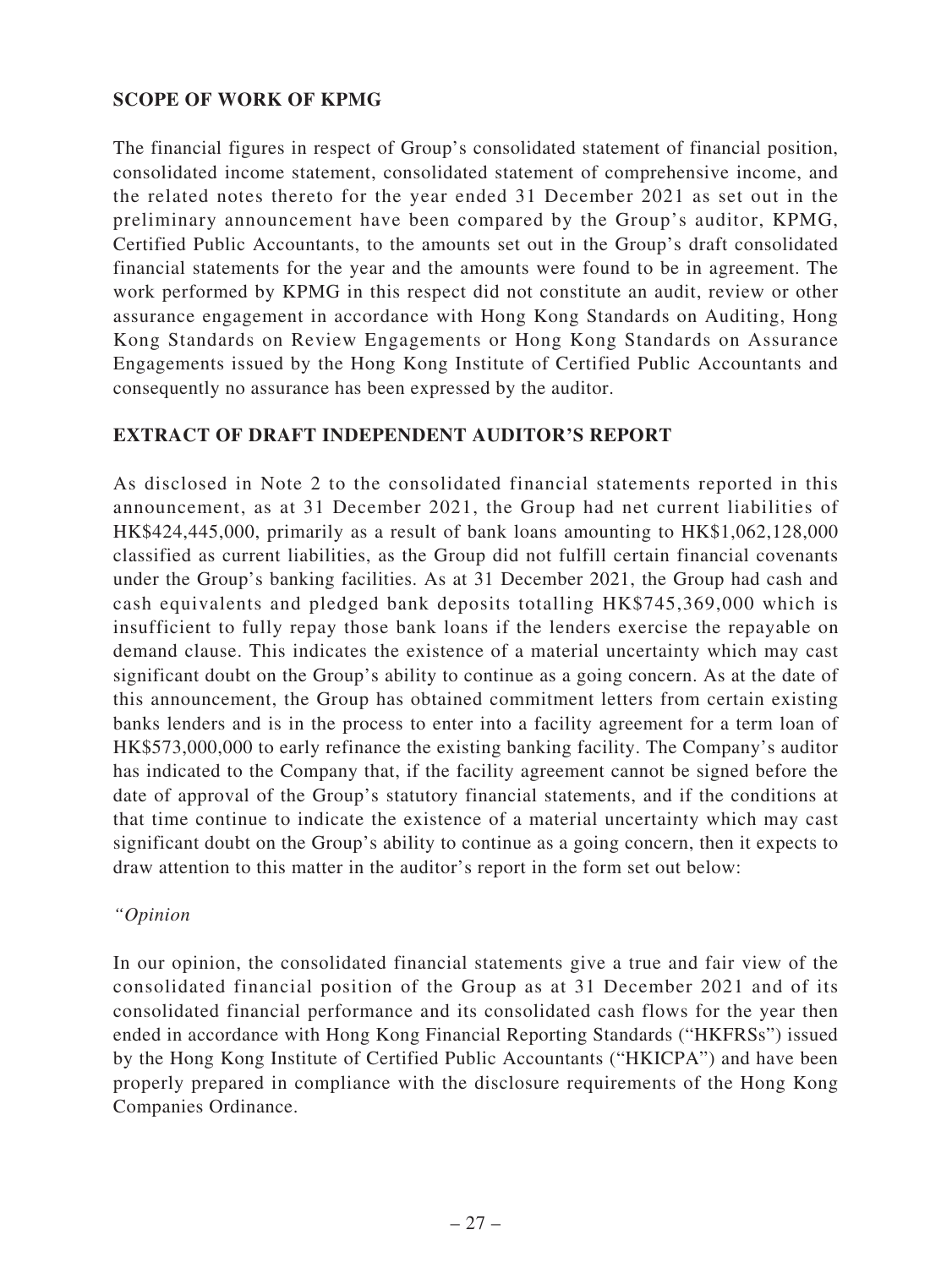## SCOPE OF WORK OF KPMG

The financial figures in respect of Group's consolidated statement of financial position, consolidated income statement, consolidated statement of comprehensive income, and the related notes thereto for the year ended 31 December 2021 as set out in the preliminary announcement have been compared by the Group's auditor, KPMG, Certified Public Accountants, to the amounts set out in the Group's draft consolidated financial statements for the year and the amounts were found to be in agreement. The work performed by KPMG in this respect did not constitute an audit, review or other assurance engagement in accordance with Hong Kong Standards on Auditing, Hong Kong Standards on Review Engagements or Hong Kong Standards on Assurance Engagements issued by the Hong Kong Institute of Certified Public Accountants and consequently no assurance has been expressed by the auditor.

## EXTRACT OF DRAFT INDEPENDENT AUDITOR'S REPORT

As disclosed in Note 2 to the consolidated financial statements reported in this announcement, as at 31 December 2021, the Group had net current liabilities of HK$424,445,000, primarily as a result of bank loans amounting to HK$1,062,128,000 classified as current liabilities, as the Group did not fulfill certain financial covenants under the Group's banking facilities. As at 31 December 2021, the Group had cash and cash equivalents and pledged bank deposits totalling HK$745,369,000 which is insufficient to fully repay those bank loans if the lenders exercise the repayable on demand clause. This indicates the existence of a material uncertainty which may cast significant doubt on the Group's ability to continue as a going concern. As at the date of this announcement, the Group has obtained commitment letters from certain existing banks lenders and is in the process to enter into a facility agreement for a term loan of HK$573,000,000 to early refinance the existing banking facility. The Company's auditor has indicated to the Company that, if the facility agreement cannot be signed before the date of approval of the Group's statutory financial statements, and if the conditions at that time continue to indicate the existence of a material uncertainty which may cast significant doubt on the Group's ability to continue as a going concern, then it expects to draw attention to this matter in the auditor's report in the form set out below:

*"Opinion*

In our opinion, the consolidated financial statements give a true and fair view of the consolidated financial position of the Group as at 31 December 2021 and of its consolidated financial performance and its consolidated cash flows for the year then ended in accordance with Hong Kong Financial Reporting Standards ("HKFRSs") issued by the Hong Kong Institute of Certified Public Accountants ("HKICPA") and have been properly prepared in compliance with the disclosure requirements of the Hong Kong Companies Ordinance.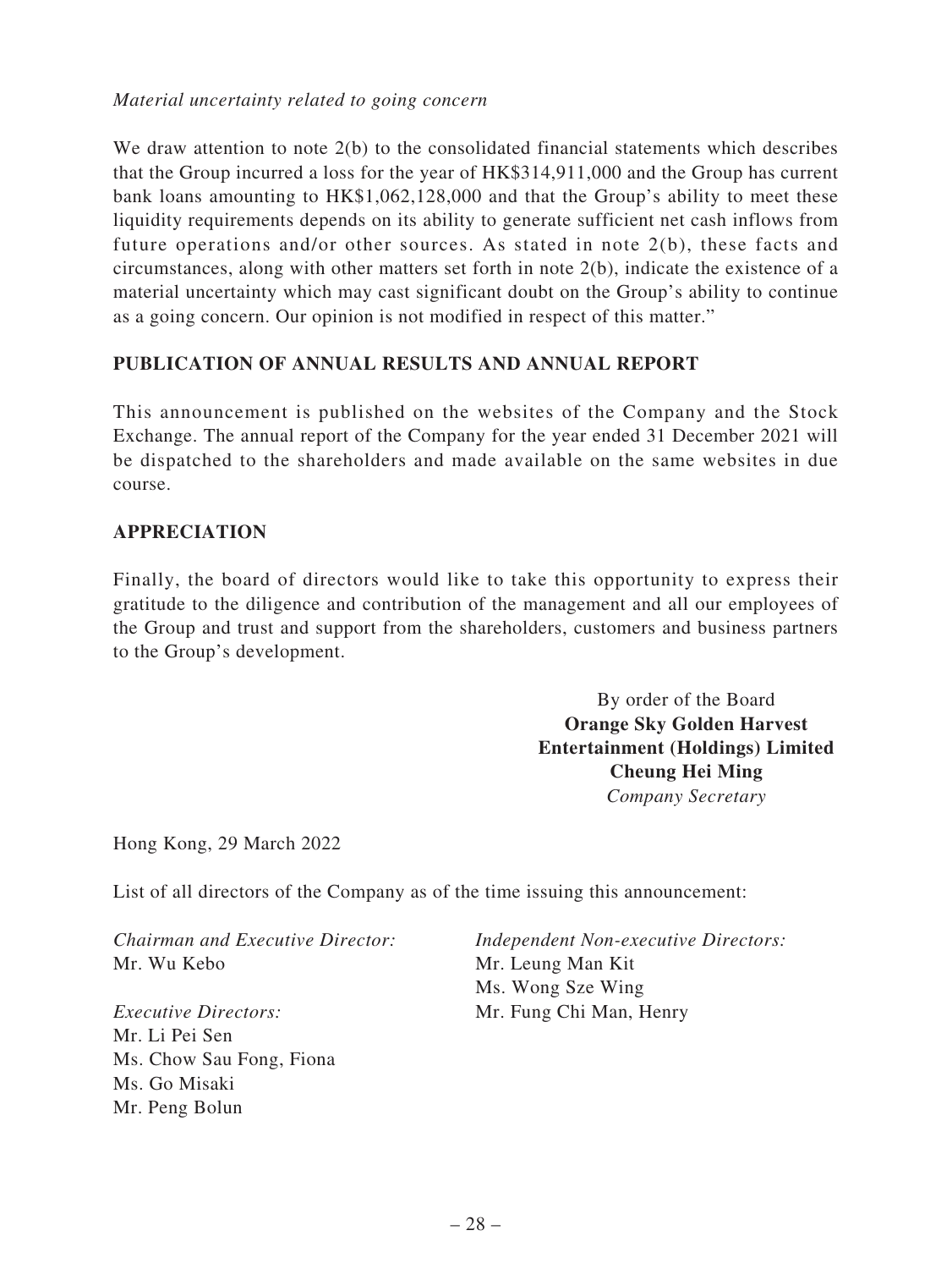*Material uncertainty related to going concern*

We draw attention to note 2(b) to the consolidated financial statements which describes that the Group incurred a loss for the year of HK$314,911,000 and the Group has current bank loans amounting to HK$1,062,128,000 and that the Group's ability to meet these liquidity requirements depends on its ability to generate sufficient net cash inflows from future operations and/or other sources. As stated in note 2(b), these facts and circumstances, along with other matters set forth in note 2(b), indicate the existence of a material uncertainty which may cast significant doubt on the Group's ability to continue as a going concern. Our opinion is not modified in respect of this matter."

## PUBLICATION OF ANNUAL RESULTS AND ANNUAL REPORT

This announcement is published on the websites of the Company and the Stock Exchange. The annual report of the Company for the year ended 31 December 2021 will be dispatched to the shareholders and made available on the same websites in due course.

## APPRECIATION

Finally, the board of directors would like to take this opportunity to express their gratitude to the diligence and contribution of the management and all our employees of the Group and trust and support from the shareholders, customers and business partners to the Group's development.

By order of the Board
**Orange Sky Golden Harvest Entertainment (Holdings) Limited**
**Cheung Hei Ming**
*Company Secretary*

Hong Kong, 29 March 2022

List of all directors of the Company as of the time issuing this announcement:

*Chairman and Executive Director:*
Mr. Wu Kebo

*Executive Directors:*
Mr. Li Pei Sen
Ms. Chow Sau Fong, Fiona
Ms. Go Misaki
Mr. Peng Bolun

*Independent Non-executive Directors:*
Mr. Leung Man Kit
Ms. Wong Sze Wing
Mr. Fung Chi Man, Henry